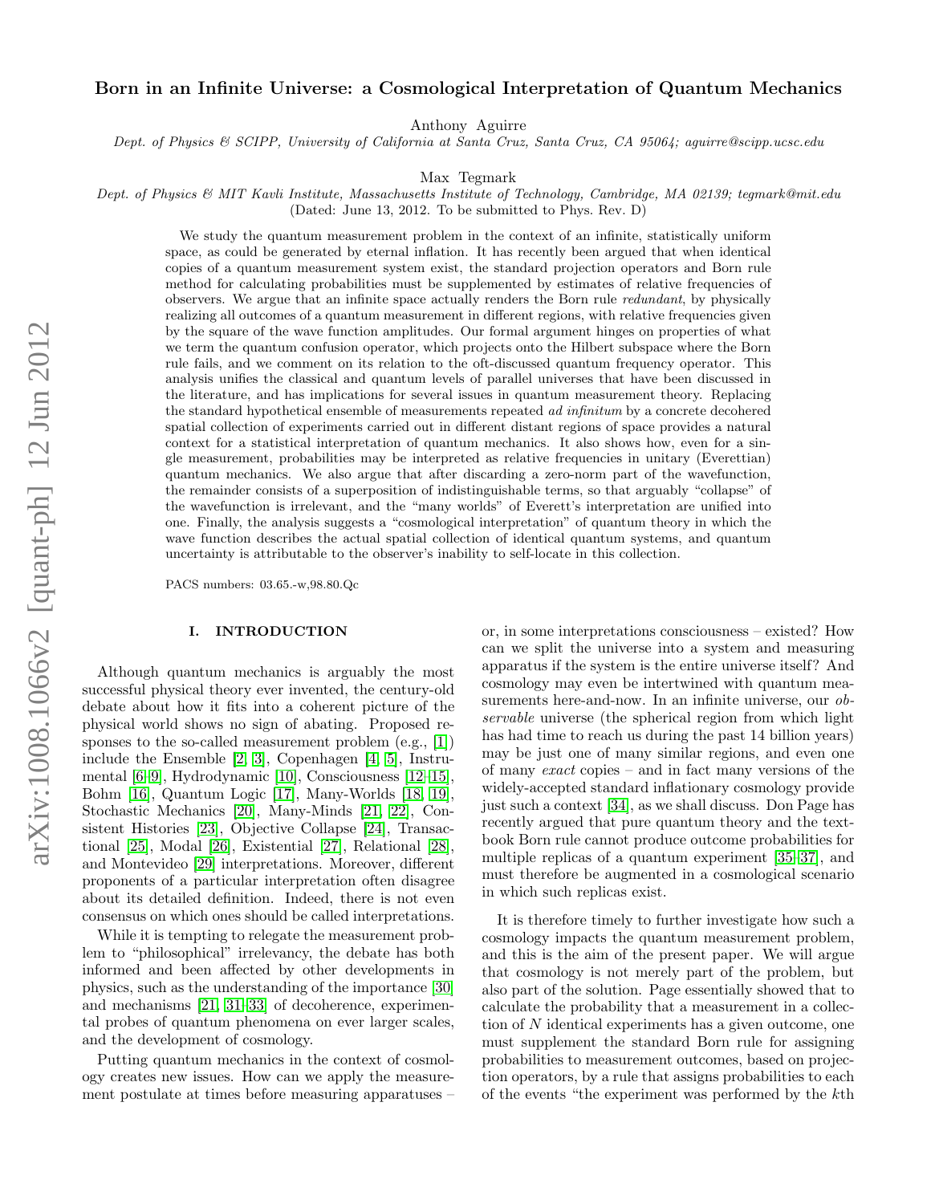# Born in an Infinite Universe: a Cosmological Interpretation of Quantum Mechanics

Anthony Aguirre

*Dept. of Physics & SCIPP, University of California at Santa Cruz, Santa Cruz, CA 95064; aguirre@scipp.ucsc.edu*

Max Tegmark

*Dept. of Physics & MIT Kavli Institute, Massachusetts Institute of Technology, Cambridge, MA 02139; tegmark@mit.edu*

(Dated: June 13, 2012. To be submitted to Phys. Rev. D)

We study the quantum measurement problem in the context of an infinite, statistically uniform space, as could be generated by eternal inflation. It has recently been argued that when identical copies of a quantum measurement system exist, the standard projection operators and Born rule method for calculating probabilities must be supplemented by estimates of relative frequencies of observers. We argue that an infinite space actually renders the Born rule *redundant*, by physically realizing all outcomes of a quantum measurement in different regions, with relative frequencies given by the square of the wave function amplitudes. Our formal argument hinges on properties of what we term the quantum confusion operator, which projects onto the Hilbert subspace where the Born rule fails, and we comment on its relation to the oft-discussed quantum frequency operator. This analysis unifies the classical and quantum levels of parallel universes that have been discussed in the literature, and has implications for several issues in quantum measurement theory. Replacing the standard hypothetical ensemble of measurements repeated *ad infinitum* by a concrete decohered spatial collection of experiments carried out in different distant regions of space provides a natural context for a statistical interpretation of quantum mechanics. It also shows how, even for a single measurement, probabilities may be interpreted as relative frequencies in unitary (Everettian) quantum mechanics. We also argue that after discarding a zero-norm part of the wavefunction, the remainder consists of a superposition of indistinguishable terms, so that arguably "collapse" of the wavefunction is irrelevant, and the "many worlds" of Everett's interpretation are unified into one. Finally, the analysis suggests a "cosmological interpretation" of quantum theory in which the wave function describes the actual spatial collection of identical quantum systems, and quantum uncertainty is attributable to the observer's inability to self-locate in this collection.

PACS numbers: 03.65.-w,98.80.Qc

## I. INTRODUCTION

Although quantum mechanics is arguably the most successful physical theory ever invented, the century-old debate about how it fits into a coherent picture of the physical world shows no sign of abating. Proposed responses to the so-called measurement problem (e.g., [1]) include the Ensemble [2, 3], Copenhagen [4, 5], Instrumental [6–9], Hydrodynamic [10], Consciousness [12–15], Bohm [16], Quantum Logic [17], Many-Worlds [18, 19], Stochastic Mechanics [20], Many-Minds [21, 22], Consistent Histories [23], Objective Collapse [24], Transactional [25], Modal [26], Existential [27], Relational [28], and Montevideo [29] interpretations. Moreover, different proponents of a particular interpretation often disagree about its detailed definition. Indeed, there is not even consensus on which ones should be called interpretations.

While it is tempting to relegate the measurement problem to "philosophical" irrelevancy, the debate has both informed and been affected by other developments in physics, such as the understanding of the importance [30] and mechanisms [21, 31–33] of decoherence, experimental probes of quantum phenomena on ever larger scales, and the development of cosmology.

Putting quantum mechanics in the context of cosmology creates new issues. How can we apply the measurement postulate at times before measuring apparatuses – or, in some interpretations consciousness – existed? How can we split the universe into a system and measuring apparatus if the system is the entire universe itself? And cosmology may even be intertwined with quantum measurements here-and-now. In an infinite universe, our *observable* universe (the spherical region from which light has had time to reach us during the past 14 billion years) may be just one of many similar regions, and even one of many *exact* copies – and in fact many versions of the widely-accepted standard inflationary cosmology provide just such a context [34], as we shall discuss. Don Page has recently argued that pure quantum theory and the textbook Born rule cannot produce outcome probabilities for multiple replicas of a quantum experiment [35–37], and must therefore be augmented in a cosmological scenario in which such replicas exist.

It is therefore timely to further investigate how such a cosmology impacts the quantum measurement problem, and this is the aim of the present paper. We will argue that cosmology is not merely part of the problem, but also part of the solution. Page essentially showed that to calculate the probability that a measurement in a collection of $N$ identical experiments has a given outcome, one must supplement the standard Born rule for assigning probabilities to measurement outcomes, based on projection operators, by a rule that assigns probabilities to each of the events "the experiment was performed by the $k$th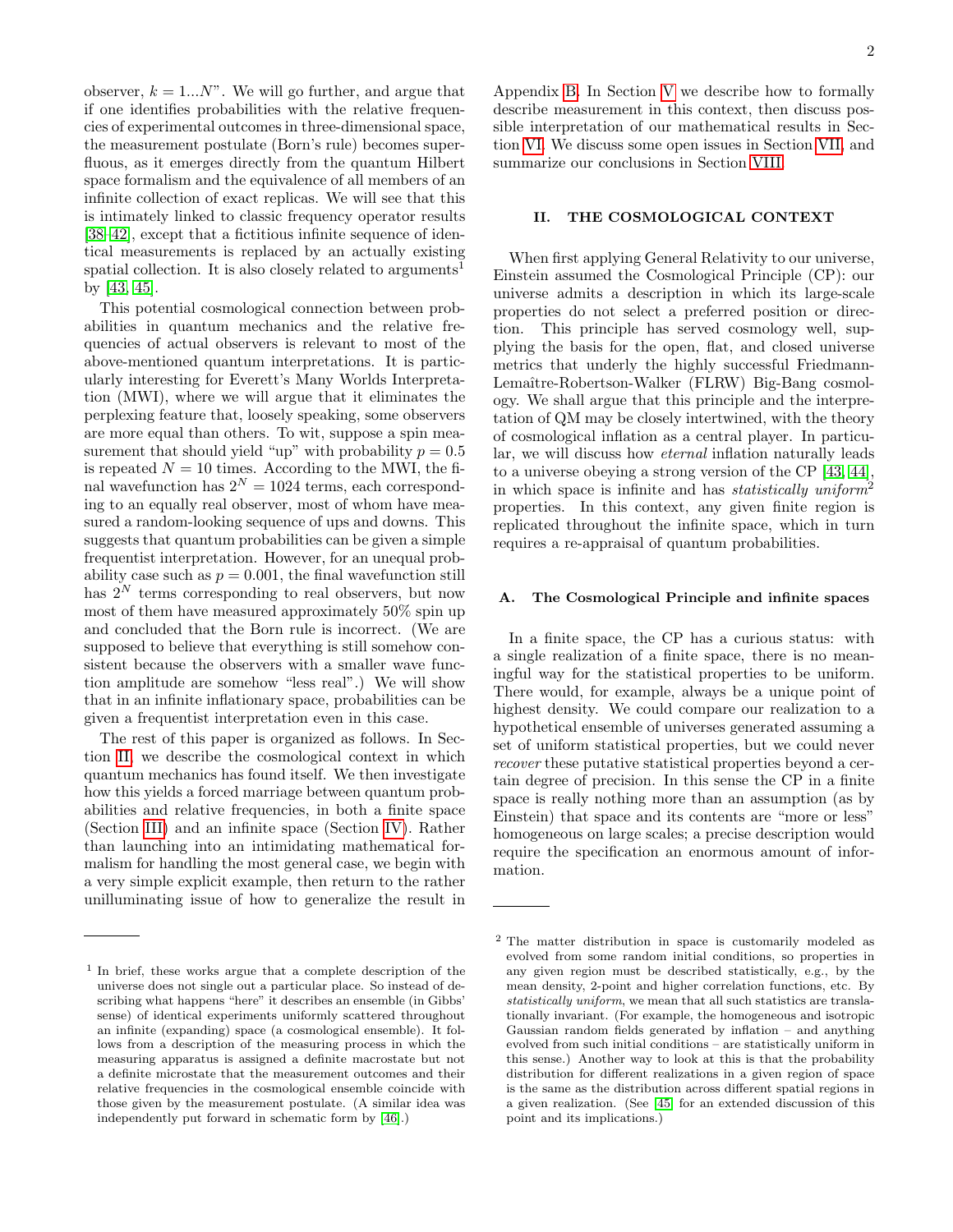observer, $k = 1...N$". We will go further, and argue that if one identifies probabilities with the relative frequencies of experimental outcomes in three-dimensional space, the measurement postulate (Born's rule) becomes superfluous, as it emerges directly from the quantum Hilbert space formalism and the equivalence of all members of an infinite collection of exact replicas. We will see that this is intimately linked to classic frequency operator results [38–42], except that a fictitious infinite sequence of identical measurements is replaced by an actually existing spatial collection. It is also closely related to arguments[1] by [43, 45].

This potential cosmological connection between probabilities in quantum mechanics and the relative frequencies of actual observers is relevant to most of the above-mentioned quantum interpretations. It is particularly interesting for Everett's Many Worlds Interpretation (MWI), where we will argue that it eliminates the perplexing feature that, loosely speaking, some observers are more equal than others. To wit, suppose a spin measurement that should yield "up" with probability $p = 0.5$ is repeated $N = 10$ times. According to the MWI, the final wavefunction has $2^N = 1024$ terms, each corresponding to an equally real observer, most of whom have measured a random-looking sequence of ups and downs. This suggests that quantum probabilities can be given a simple frequentist interpretation. However, for an unequal probability case such as $p = 0.001$, the final wavefunction still has $2^N$ terms corresponding to real observers, but now most of them have measured approximately 50% spin up and concluded that the Born rule is incorrect. (We are supposed to believe that everything is still somehow consistent because the observers with a smaller wave function amplitude are somehow "less real".) We will show that in an infinite inflationary space, probabilities can be given a frequentist interpretation even in this case.

The rest of this paper is organized as follows. In Section II, we describe the cosmological context in which quantum mechanics has found itself. We then investigate how this yields a forced marriage between quantum probabilities and relative frequencies, in both a finite space (Section III) and an infinite space (Section IV). Rather than launching into an intimidating mathematical formalism for handling the most general case, we begin with a very simple explicit example, then return to the rather unilluminating issue of how to generalize the result in Appendix B. In Section V we describe how to formally describe measurement in this context, then discuss possible interpretation of our mathematical results in Section VI. We discuss some open issues in Section VII, and summarize our conclusions in Section VIII.

## II. THE COSMOLOGICAL CONTEXT

When first applying General Relativity to our universe, Einstein assumed the Cosmological Principle (CP): our universe admits a description in which its large-scale properties do not select a preferred position or direction. This principle has served cosmology well, supplying the basis for the open, flat, and closed universe metrics that underly the highly successful Friedmann-Lemaître-Robertson-Walker (FLRW) Big-Bang cosmology. We shall argue that this principle and the interpretation of QM may be closely intertwined, with the theory of cosmological inflation as a central player. In particular, we will discuss how *eternal* inflation naturally leads to a universe obeying a strong version of the CP [43, 44], in which space is infinite and has *statistically uniform*[2] properties. In this context, any given finite region is replicated throughout the infinite space, which in turn requires a re-appraisal of quantum probabilities.

### A. The Cosmological Principle and infinite spaces

In a finite space, the CP has a curious status: with a single realization of a finite space, there is no meaningful way for the statistical properties to be uniform. There would, for example, always be a unique point of highest density. We could compare our realization to a hypothetical ensemble of universes generated assuming a set of uniform statistical properties, but we could never *recover* these putative statistical properties beyond a certain degree of precision. In this sense the CP in a finite space is really nothing more than an assumption (as by Einstein) that space and its contents are "more or less" homogeneous on large scales; a precise description would require the specification an enormous amount of information.

---

[1] In brief, these works argue that a complete description of the universe does not single out a particular place. So instead of describing what happens "here" it describes an ensemble (in Gibbs' sense) of identical experiments uniformly scattered throughout an infinite (expanding) space (a cosmological ensemble). It follows from a description of the measuring process in which the measuring apparatus is assigned a definite macrostate but not a definite microstate that the measurement outcomes and their relative frequencies in the cosmological ensemble coincide with those given by the measurement postulate. (A similar idea was independently put forward in schematic form by [46].)

[2] The matter distribution in space is customarily modeled as evolved from some random initial conditions, so properties in any given region must be described statistically, e.g., by the mean density, 2-point and higher correlation functions, etc. By *statistically uniform*, we mean that all such statistics are translationally invariant. (For example, the homogeneous and isotropic Gaussian random fields generated by inflation – and anything evolved from such initial conditions – are statistically uniform in this sense.) Another way to look at this is that the probability distribution for different realizations in a given region of space is the same as the distribution across different spatial regions in a given realization. (See [45] for an extended discussion of this point and its implications.)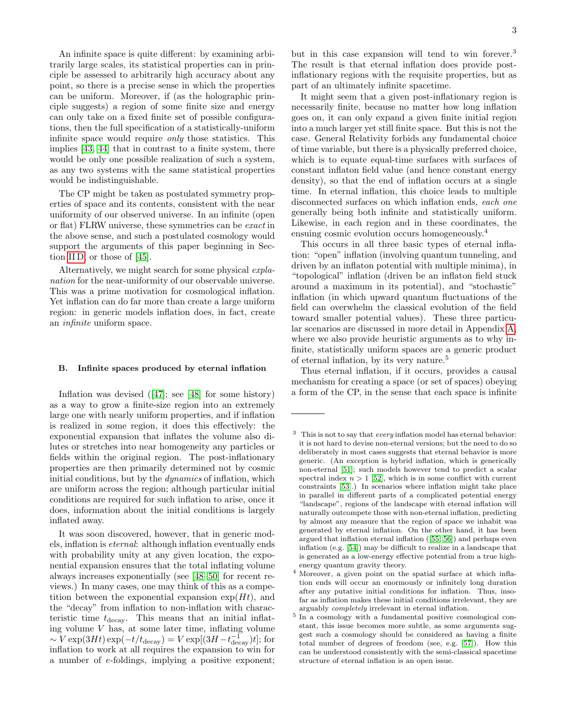An infinite space is quite different: by examining arbitrarily large scales, its statistical properties can in principle be assessed to arbitrarily high accuracy about any point, so there is a precise sense in which the properties can be uniform. Moreover, if (as the holographic principle suggests) a region of some finite size and energy can only take on a fixed finite set of possible configurations, then the full specification of a statistically-uniform infinite space would require *only* those statistics. This implies [43, 44] that in contrast to a finite system, there would be only one possible realization of such a system, as any two systems with the same statistical properties would be indistinguishable.

The CP might be taken as postulated symmetry properties of space and its contents, consistent with the near uniformity of our observed universe. In an infinite (open or flat) FLRW universe, these symmetries can be *exact* in the above sense, and such a postulated cosmology would support the arguments of this paper beginning in Section II D, or those of [45].

Alternatively, we might search for some physical *explanation* for the near-uniformity of our observable universe. This was a prime motivation for cosmological inflation. Yet inflation can do far more than create a large uniform region: in generic models inflation does, in fact, create an *infinite* uniform space.

### B. Infinite spaces produced by eternal inflation

Inflation was devised ([47]; see [48] for some history) as a way to grow a finite-size region into an extremely large one with nearly uniform properties, and if inflation is realized in some region, it does this effectively: the exponential expansion that inflates the volume also dilutes or stretches into near homogeneity any particles or fields within the original region. The post-inflationary properties are then primarily determined not by cosmic initial conditions, but by the *dynamics* of inflation, which are uniform across the region; although particular initial conditions are required for such inflation to arise, once it does, information about the initial conditions is largely inflated away.

It was soon discovered, however, that in generic models, inflation is *eternal*: although inflation eventually ends with probability unity at any given location, the exponential expansion ensures that the total inflating volume always increases exponentially (see [48–50] for recent reviews.) In many cases, one may think of this as a competition between the exponential expansion $\exp(Ht)$, and the "decay" from inflation to non-inflation with characteristic time $t_{\rm decay}$. This means that an initial inflating volume $V$ has, at some later time, inflating volume $\sim V\exp(3Ht)\exp(-t/t_{\rm decay}) = V\exp[(3H - t_{\rm decay}^{-1})t]$; for inflation to work at all requires the expansion to win for a number of $e$-foldings, implying a positive exponent; but in this case expansion will tend to win forever.[3] The result is that eternal inflation does provide post-inflationary regions with the requisite properties, but as part of an ultimately infinite spacetime.

It might seem that a given post-inflationary region is necessarily finite, because no matter how long inflation goes on, it can only expand a given finite initial region into a much larger yet still finite space. But this is not the case. General Relativity forbids any fundamental choice of time variable, but there is a physically preferred choice, which is to equate equal-time surfaces with surfaces of constant inflaton field value (and hence constant energy density), so that the end of inflation occurs at a single time. In eternal inflation, this choice leads to multiple disconnected surfaces on which inflation ends, *each one* generally being both infinite and statistically uniform. Likewise, in each region and in these coordinates, the ensuing cosmic evolution occurs homogeneously.[4]

This occurs in all three basic types of eternal inflation: "open" inflation (involving quantum tunneling, and driven by an inflaton potential with multiple minima), in "topological" inflation (driven be an inflaton field stuck around a maximum in its potential), and "stochastic" inflation (in which upward quantum fluctuations of the field can overwhelm the classical evolution of the field toward smaller potential values). These three particular scenarios are discussed in more detail in Appendix A, where we also provide heuristic arguments as to why infinite, statistically uniform spaces are a generic product of eternal inflation, by its very nature.[5]

Thus eternal inflation, if it occurs, provides a causal mechanism for creating a space (or set of spaces) obeying a form of the CP, in the sense that each space is infinite

---

[3] This is not to say that *every* inflation model has eternal behavior: it is not hard to devise non-eternal versions; but the need to do so deliberately in most cases suggests that eternal behavior is more generic. (An exception is hybrid inflation, which is generically non-eternal [51]; such models however tend to predict a scalar spectral index $n > 1$ [52], which is in some conflict with current constraints [53].) In scenarios where inflation might take place in parallel in different parts of a complicated potential energy "landscape", regions of the landscape with eternal inflation will naturally outcompete those with non-eternal inflation, predicting by almost any measure that the region of space we inhabit was generated by eternal inflation. On the other hand, it has been argued that inflation eternal inflation ([55, 56]) and perhaps even inflation (e.g. [54]) may be difficult to realize in a landscape that is generated as a low-energy effective potential from a true high-energy quantum gravity theory.

[4] Moreover, a given point on the spatial surface at which inflation ends will occur an enormously or infinitely long duration after any putative initial conditions for inflation. Thus, insofar as inflation makes these initial conditions irrelevant, they are arguably *completely* irrelevant in eternal inflation.

[5] In a cosmology with a fundamental positive cosmological constant, this issue becomes more subtle, as some arguments suggest such a cosmology should be considered as having a finite total number of degrees of freedom (see, e.g. [57]). How this can be understood consistently with the semi-classical spacetime structure of eternal inflation is an open issue.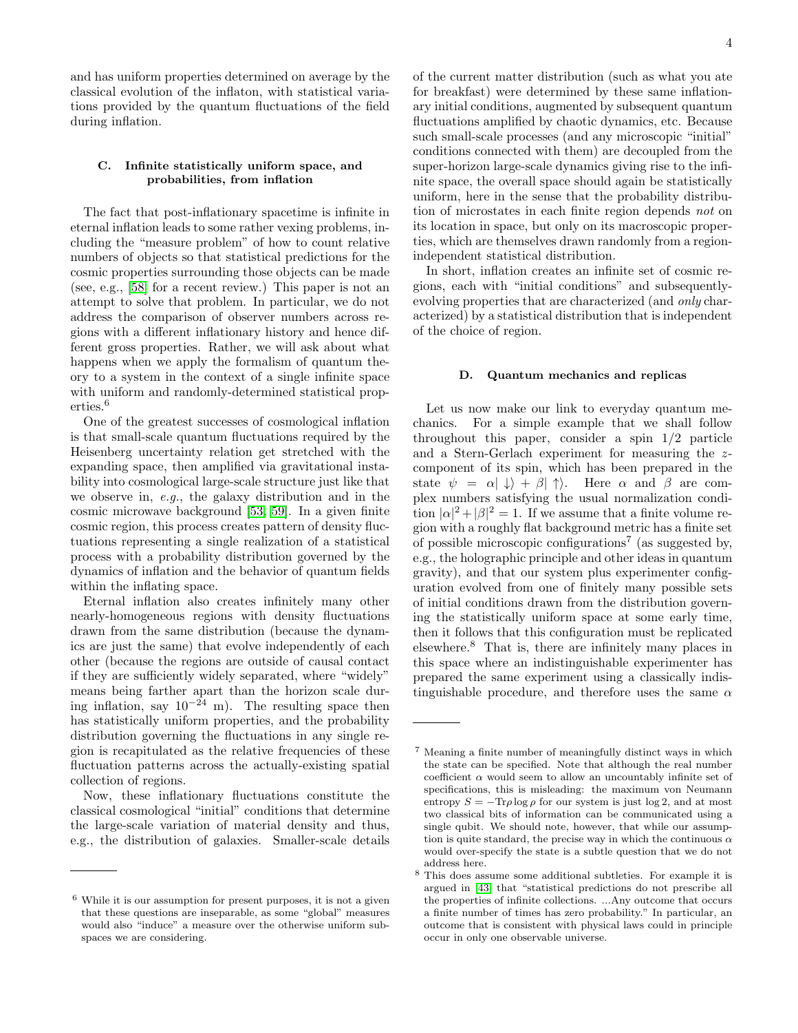and has uniform properties determined on average by the classical evolution of the inflaton, with statistical variations provided by the quantum fluctuations of the field during inflation.

### C. Infinite statistically uniform space, and probabilities, from inflation

The fact that post-inflationary spacetime is infinite in eternal inflation leads to some rather vexing problems, including the "measure problem" of how to count relative numbers of objects so that statistical predictions for the cosmic properties surrounding those objects can be made (see, e.g., [58] for a recent review.) This paper is not an attempt to solve that problem. In particular, we do not address the comparison of observer numbers across regions with a different inflationary history and hence different gross properties. Rather, we will ask about what happens when we apply the formalism of quantum theory to a system in the context of a single infinite space with uniform and randomly-determined statistical properties.[6]

One of the greatest successes of cosmological inflation is that small-scale quantum fluctuations required by the Heisenberg uncertainty relation get stretched with the expanding space, then amplified via gravitational instability into cosmological large-scale structure just like that we observe in, *e.g.*, the galaxy distribution and in the cosmic microwave background [53, 59]. In a given finite cosmic region, this process creates pattern of density fluctuations representing a single realization of a statistical process with a probability distribution governed by the dynamics of inflation and the behavior of quantum fields within the inflating space.

Eternal inflation also creates infinitely many other nearly-homogeneous regions with density fluctuations drawn from the same distribution (because the dynamics are just the same) that evolve independently of each other (because the regions are outside of causal contact if they are sufficiently widely separated, where "widely" means being farther apart than the horizon scale during inflation, say $10^{-24}$ m). The resulting space then has statistically uniform properties, and the probability distribution governing the fluctuations in any single region is recapitulated as the relative frequencies of these fluctuation patterns across the actually-existing spatial collection of regions.

Now, these inflationary fluctuations constitute the classical cosmological "initial" conditions that determine the large-scale variation of material density and thus, e.g., the distribution of galaxies. Smaller-scale details of the current matter distribution (such as what you ate for breakfast) were determined by these same inflationary initial conditions, augmented by subsequent quantum fluctuations amplified by chaotic dynamics, etc. Because such small-scale processes (and any microscopic "initial" conditions connected with them) are decoupled from the super-horizon large-scale dynamics giving rise to the infinite space, the overall space should again be statistically uniform, here in the sense that the probability distribution of microstates in each finite region depends *not* on its location in space, but only on its macroscopic properties, which are themselves drawn randomly from a region-independent statistical distribution.

In short, inflation creates an infinite set of cosmic regions, each with "initial conditions" and subsequently-evolving properties that are characterized (and *only* characterized) by a statistical distribution that is independent of the choice of region.

### D. Quantum mechanics and replicas

Let us now make our link to everyday quantum mechanics. For a simple example that we shall follow throughout this paper, consider a spin 1/2 particle and a Stern-Gerlach experiment for measuring the $z$-component of its spin, which has been prepared in the state $\psi = \alpha|\downarrow\rangle + \beta|\uparrow\rangle$. Here $\alpha$ and $\beta$ are complex numbers satisfying the usual normalization condition $|\alpha|^2 + |\beta|^2 = 1$. If we assume that a finite volume region with a roughly flat background metric has a finite set of possible microscopic configurations[7] (as suggested by, e.g., the holographic principle and other ideas in quantum gravity), and that our system plus experimenter configuration evolved from one of finitely many possible sets of initial conditions drawn from the distribution governing the statistically uniform space at some early time, then it follows that this configuration must be replicated elsewhere.[8] That is, there are infinitely many places in this space where an indistinguishable experimenter has prepared the same experiment using a classically indistinguishable procedure, and therefore uses the same $\alpha$

---

[6] While it is our assumption for present purposes, it is not a given that these questions are inseparable, as some "global" measures would also "induce" a measure over the otherwise uniform subspaces we are considering.

[7] Meaning a finite number of meaningfully distinct ways in which the state can be specified. Note that although the real number coefficient $\alpha$ would seem to allow an uncountably infinite set of specifications, this is misleading: the maximum von Neumann entropy $S = -\mathrm{Tr}\rho \log \rho$ for our system is just $\log 2$, and at most two classical bits of information can be communicated using a single qubit. We should note, however, that while our assumption is quite standard, the precise way in which the continuous $\alpha$ would over-specify the state is a subtle question that we do not address here.

[8] This does assume some additional subtleties. For example it is argued in [43] that "statistical predictions do not prescribe all the properties of infinite collections. ...Any outcome that occurs a finite number of times has zero probability." In particular, an outcome that is consistent with physical laws could in principle occur in only one observable universe.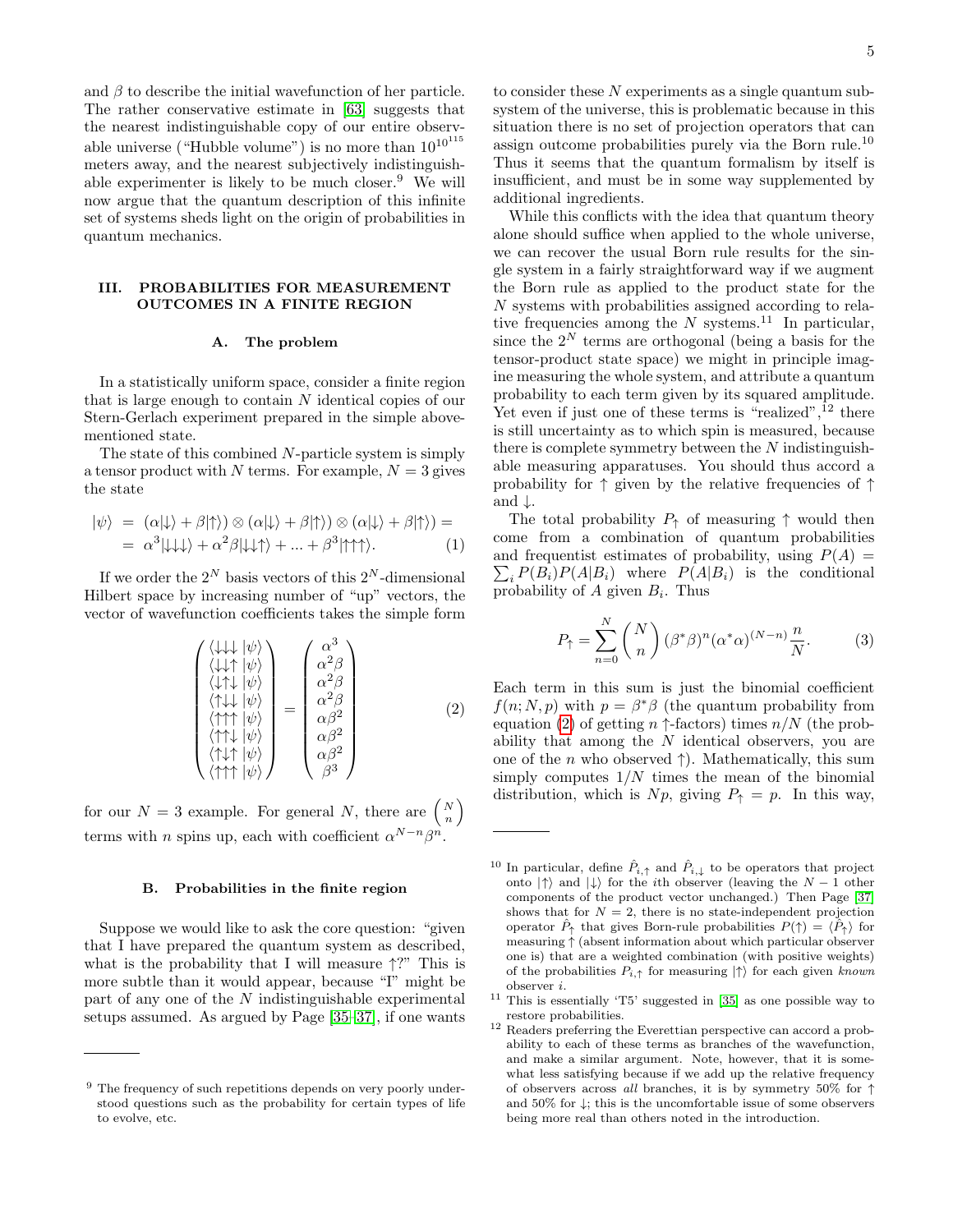and $\beta$ to describe the initial wavefunction of her particle. The rather conservative estimate in [63] suggests that the nearest indistinguishable copy of our entire observable universe ("Hubble volume") is no more than $10^{10^{115}}$ meters away, and the nearest subjectively indistinguishable experimenter is likely to be much closer.[9] We will now argue that the quantum description of this infinite set of systems sheds light on the origin of probabilities in quantum mechanics.

## III. PROBABILITIES FOR MEASUREMENT OUTCOMES IN A FINITE REGION

### A. The problem

In a statistically uniform space, consider a finite region that is large enough to contain $N$ identical copies of our Stern-Gerlach experiment prepared in the simple above-mentioned state.

The state of this combined $N$-particle system is simply a tensor product with $N$ terms. For example, $N = 3$ gives the state

$$
\begin{aligned}
|\psi\rangle &= (\alpha|\downarrow\rangle + \beta|\uparrow\rangle) \otimes (\alpha|\downarrow\rangle + \beta|\uparrow\rangle) \otimes (\alpha|\downarrow\rangle + \beta|\uparrow\rangle) = \\
&= \alpha^3|\downarrow\downarrow\downarrow\rangle + \alpha^2\beta|\downarrow\downarrow\uparrow\rangle + ... + \beta^3|\uparrow\uparrow\uparrow\rangle. \qquad (1)
\end{aligned}
$$

If we order the $2^N$ basis vectors of this $2^N$-dimensional Hilbert space by increasing number of "up" vectors, the vector of wavefunction coefficients takes the simple form

$$
\begin{pmatrix}
\langle\downarrow\downarrow\downarrow|\psi\rangle \\
\langle\downarrow\downarrow\uparrow|\psi\rangle \\
\langle\downarrow\uparrow\downarrow|\psi\rangle \\
\langle\uparrow\downarrow\downarrow|\psi\rangle \\
\langle\uparrow\uparrow\uparrow|\psi\rangle \\
\langle\uparrow\uparrow\downarrow|\psi\rangle \\
\langle\uparrow\downarrow\uparrow|\psi\rangle \\
\langle\uparrow\uparrow\uparrow|\psi\rangle
\end{pmatrix}
=
\begin{pmatrix}
\alpha^3 \\
\alpha^2\beta \\
\alpha^2\beta \\
\alpha^2\beta \\
\alpha\beta^2 \\
\alpha\beta^2 \\
\alpha\beta^2 \\
\beta^3
\end{pmatrix}
\qquad (2)
$$

for our $N = 3$ example. For general $N$, there are $\binom{N}{n}$ terms with $n$ spins up, each with coefficient $\alpha^{N-n}\beta^n$.

### B. Probabilities in the finite region

Suppose we would like to ask the core question: "given that I have prepared the quantum system as described, what is the probability that I will measure $\uparrow$?" This is more subtle than it would appear, because "I" might be part of any one of the $N$ indistinguishable experimental setups assumed. As argued by Page [35–37], if one wants to consider these $N$ experiments as a single quantum subsystem of the universe, this is problematic because in this situation there is no set of projection operators that can assign outcome probabilities purely via the Born rule.[10] Thus it seems that the quantum formalism by itself is insufficient, and must be in some way supplemented by additional ingredients.

While this conflicts with the idea that quantum theory alone should suffice when applied to the whole universe, we can recover the usual Born rule results for the single system in a fairly straightforward way if we augment the Born rule as applied to the product state for the $N$ systems with probabilities assigned according to relative frequencies among the $N$ systems.[11] In particular, since the $2^N$ terms are orthogonal (being a basis for the tensor-product state space) we might in principle imagine measuring the whole system, and attribute a quantum probability to each term given by its squared amplitude. Yet even if just one of these terms is "realized",[12] there is still uncertainty as to which spin is measured, because there is complete symmetry between the $N$ indistinguishable measuring apparatuses. You should thus accord a probability for $\uparrow$ given by the relative frequencies of $\uparrow$ and $\downarrow$.

The total probability $P_\uparrow$ of measuring $\uparrow$ would then come from a combination of quantum probabilities and frequentist estimates of probability, using $P(A) = \sum_i P(B_i)P(A|B_i)$ where $P(A|B_i)$ is the conditional probability of $A$ given $B_i$. Thus

$$
P_\uparrow = \sum_{n=0}^{N} \binom{N}{n} (\beta^*\beta)^n(\alpha^*\alpha)^{(N-n)}\frac{n}{N}. \qquad (3)
$$

Each term in this sum is just the binomial coefficient $f(n; N, p)$ with $p = \beta^*\beta$ (the quantum probability from equation (2) of getting $n$ $\uparrow$-factors) times $n/N$ (the probability that among the $N$ identical observers, you are one of the $n$ who observed $\uparrow$). Mathematically, this sum simply computes $1/N$ times the mean of the binomial distribution, which is $Np$, giving $P_\uparrow = p$. In this way,

---

[9] The frequency of such repetitions depends on very poorly understood questions such as the probability for certain types of life to evolve, etc.

[10] In particular, define $\hat{P}_{i,\uparrow}$ and $\hat{P}_{i,\downarrow}$ to be operators that project onto $|\uparrow\rangle$ and $|\downarrow\rangle$ for the $i$th observer (leaving the $N-1$ other components of the product vector unchanged.) Then Page [37] shows that for $N = 2$, there is no state-independent projection operator $\hat{P}_\uparrow$ that gives Born-rule probabilities $P(\uparrow) = \langle\hat{P}_\uparrow\rangle$ for measuring $\uparrow$ (absent information about which particular observer one is) that are a weighted combination (with positive weights) of the probabilities $P_{i,\uparrow}$ for measuring $|\uparrow\rangle$ for each given *known* observer $i$.

[11] This is essentially 'T5' suggested in [35] as one possible way to restore probabilities.

[12] Readers preferring the Everettian perspective can accord a probability to each of these terms as branches of the wavefunction, and make a similar argument. Note, however, that it is somewhat less satisfying because if we add up the relative frequency of observers across *all* branches, it is by symmetry 50% for $\uparrow$ and 50% for $\downarrow$; this is the uncomfortable issue of some observers being more real than others noted in the introduction.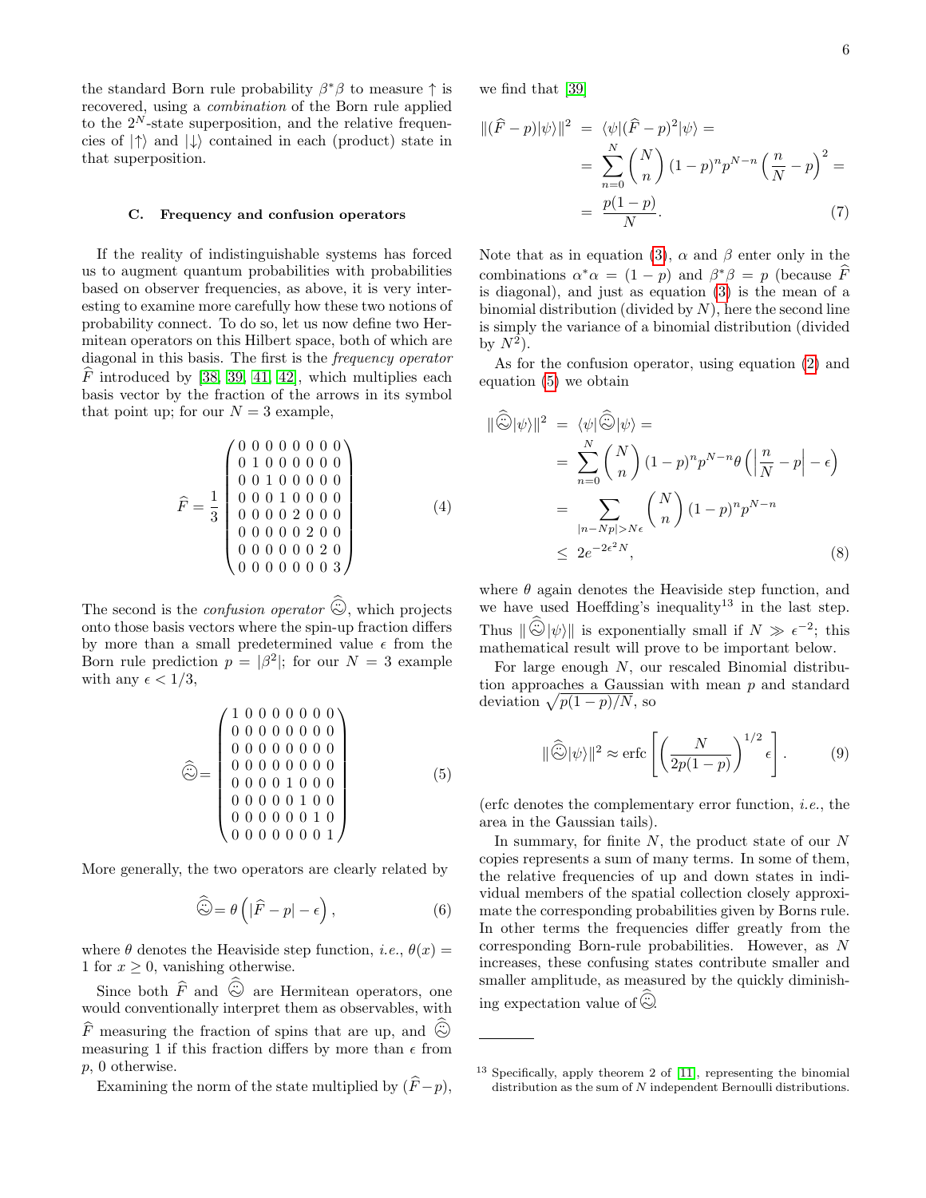the standard Born rule probability $\beta^*\beta$ to measure ↑ is recovered, using a *combination* of the Born rule applied to the $2^N$-state superposition, and the relative frequencies of $|\uparrow\rangle$ and $|\downarrow\rangle$ contained in each (product) state in that superposition.

### C. Frequency and confusion operators

If the reality of indistinguishable systems has forced us to augment quantum probabilities with probabilities based on observer frequencies, as above, it is very interesting to examine more carefully how these two notions of probability connect. To do so, let us now define two Hermitean operators on this Hilbert space, both of which are diagonal in this basis. The first is the *frequency operator* $\widehat{F}$ introduced by [38, 39, 41, 42], which multiplies each basis vector by the fraction of the arrows in its symbol that point up; for our $N=3$ example,

$$\widehat{F} = \frac{1}{3}\begin{pmatrix} 0&0&0&0&0&0&0&0\\ 0&1&0&0&0&0&0&0\\ 0&0&1&0&0&0&0&0\\ 0&0&0&1&0&0&0&0\\ 0&0&0&0&2&0&0&0\\ 0&0&0&0&0&2&0&0\\ 0&0&0&0&0&0&2&0\\ 0&0&0&0&0&0&0&3 \end{pmatrix} \tag{4}$$

The second is the *confusion operator* $\widehat{☹}$, which projects onto those basis vectors where the spin-up fraction differs by more than a small predetermined value $\epsilon$ from the Born rule prediction $p=|\beta^2|$; for our $N=3$ example with any $\epsilon<1/3$,

$$\widehat{☹} = \begin{pmatrix} 1&0&0&0&0&0&0&0\\ 0&0&0&0&0&0&0&0\\ 0&0&0&0&0&0&0&0\\ 0&0&0&0&0&0&0&0\\ 0&0&0&0&1&0&0&0\\ 0&0&0&0&0&1&0&0\\ 0&0&0&0&0&0&1&0\\ 0&0&0&0&0&0&0&1 \end{pmatrix} \tag{5}$$

More generally, the two operators are clearly related by

$$\widehat{☹} = \theta\left(|\widehat{F}-p|-\epsilon\right), \tag{6}$$

where $\theta$ denotes the Heaviside step function, *i.e.*, $\theta(x)=1$ for $x\geq 0$, vanishing otherwise.

Since both $\widehat{F}$ and $\widehat{☹}$ are Hermitean operators, one would conventionally interpret them as observables, with $\widehat{F}$ measuring the fraction of spins that are up, and $\widehat{☹}$ measuring 1 if this fraction differs by more than $\epsilon$ from $p$, 0 otherwise.

Examining the norm of the state multiplied by $(\widehat{F}-p)$, we find that [39]

$$\begin{aligned}
\|(\widehat{F}-p)|\psi\rangle\|^2 &= \langle\psi|(\widehat{F}-p)^2|\psi\rangle = \\
&= \sum_{n=0}^{N}\binom{N}{n}(1-p)^n p^{N-n}\left(\frac{n}{N}-p\right)^2 = \\
&= \frac{p(1-p)}{N}.
\end{aligned} \tag{7}$$

Note that as in equation (3), $\alpha$ and $\beta$ enter only in the combinations $\alpha^*\alpha=(1-p)$ and $\beta^*\beta=p$ (because $\widehat{F}$ is diagonal), and just as equation (3) is the mean of a binomial distribution (divided by $N$), here the second line is simply the variance of a binomial distribution (divided by $N^2$).

As for the confusion operator, using equation (2) and equation (5) we obtain

$$\begin{aligned}
\|\widehat{☹}|\psi\rangle\|^2 &= \langle\psi|\widehat{☹}|\psi\rangle = \\
&= \sum_{n=0}^{N}\binom{N}{n}(1-p)^n p^{N-n}\theta\left(\left|\frac{n}{N}-p\right|-\epsilon\right) \\
&= \sum_{|n-Np|>N\epsilon}\binom{N}{n}(1-p)^n p^{N-n} \\
&\leq 2e^{-2\epsilon^2 N},
\end{aligned} \tag{8}$$

where $\theta$ again denotes the Heaviside step function, and we have used Hoeffding's inequality[13] in the last step. Thus $\|\widehat{☹}|\psi\rangle\|$ is exponentially small if $N\gg\epsilon^{-2}$; this mathematical result will prove to be important below.

For large enough $N$, our rescaled Binomial distribution approaches a Gaussian with mean $p$ and standard deviation $\sqrt{p(1-p)/N}$, so

$$\|\widehat{☹}|\psi\rangle\|^2 \approx \mathrm{erfc}\left[\left(\frac{N}{2p(1-p)}\right)^{1/2}\epsilon\right]. \tag{9}$$

(erfc denotes the complementary error function, *i.e.*, the area in the Gaussian tails).

In summary, for finite $N$, the product state of our $N$ copies represents a sum of many terms. In some of them, the relative frequencies of up and down states in individual members of the spatial collection closely approximate the corresponding probabilities given by Borns rule. In other terms the frequencies differ greatly from the corresponding Born-rule probabilities. However, as $N$ increases, these confusing states contribute smaller and smaller amplitude, as measured by the quickly diminishing expectation value of $\widehat{☹}$.

---

[13] Specifically, apply theorem 2 of [11], representing the binomial distribution as the sum of $N$ independent Bernoulli distributions.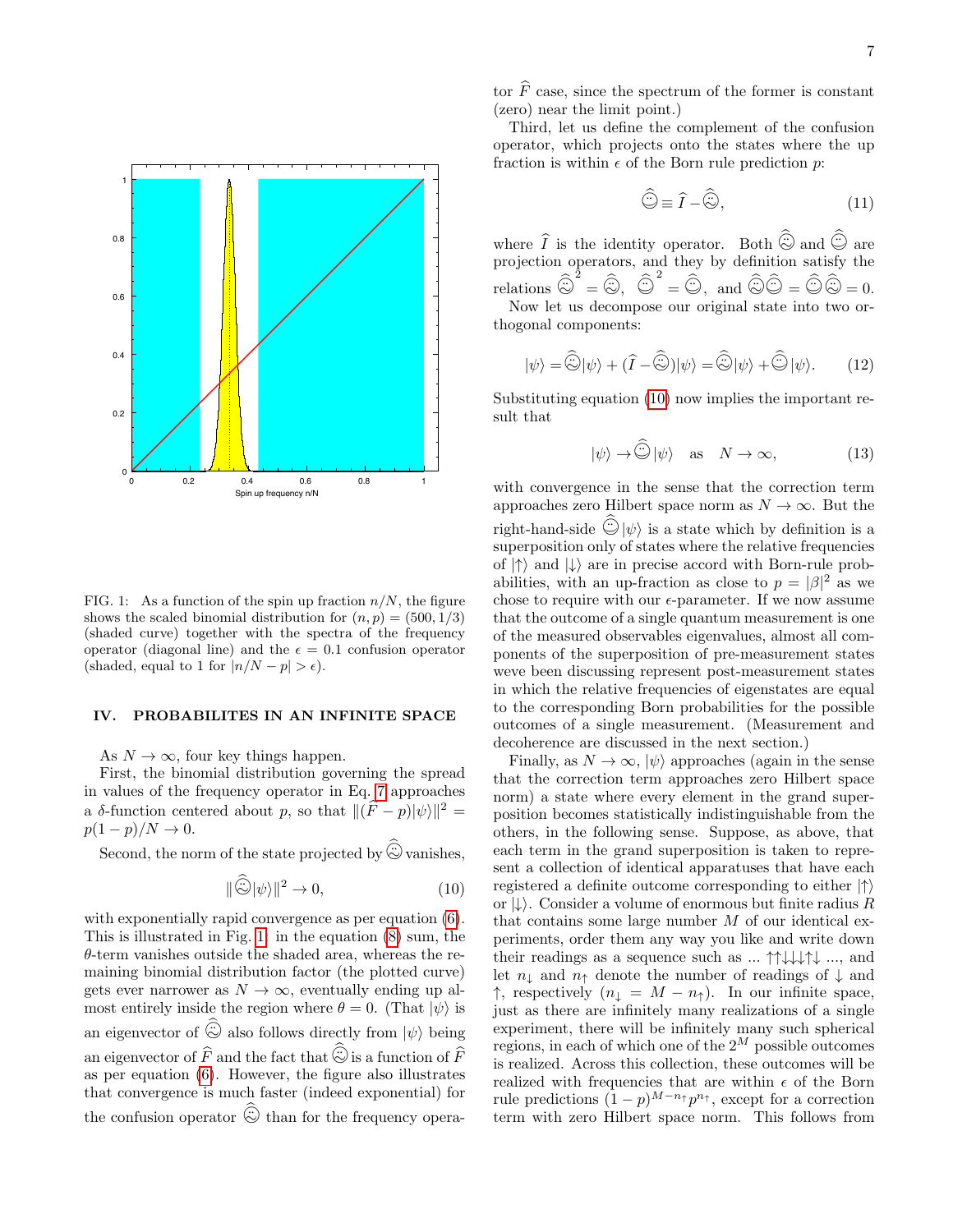FIG. 1: As a function of the spin up fraction $n/N$, the figure shows the scaled binomial distribution for $(n,p) = (500, 1/3)$ (shaded curve) together with the spectra of the frequency operator (diagonal line) and the $\epsilon = 0.1$ confusion operator (shaded, equal to 1 for $|n/N - p| > \epsilon$).

## IV. PROBABILITES IN AN INFINITE SPACE

As $N \to \infty$, four key things happen.

First, the binomial distribution governing the spread in values of the frequency operator in Eq. 7 approaches a $\delta$-function centered about $p$, so that $\|(\widehat{F} - p)|\psi\rangle\|^2 = p(1-p)/N \to 0$.

Second, the norm of the state projected by $\widehat{☹}$ vanishes,

$$\|\widehat{☹}|\psi\rangle\|^2 \to 0, \tag{10}$$

with exponentially rapid convergence as per equation (6). This is illustrated in Fig. 1: in the equation (8) sum, the $\theta$-term vanishes outside the shaded area, whereas the remaining binomial distribution factor (the plotted curve) gets ever narrower as $N \to \infty$, eventually ending up almost entirely inside the region where $\theta = 0$. (That $|\psi\rangle$ is an eigenvector of $\widehat{☹}$ also follows directly from $|\psi\rangle$ being an eigenvector of $\widehat{F}$ and the fact that $\widehat{☹}$ is a function of $\widehat{F}$ as per equation (6). However, the figure also illustrates that convergence is much faster (indeed exponential) for the confusion operator $\widehat{☹}$ than for the frequency operator $\widehat{F}$ case, since the spectrum of the former is constant (zero) near the limit point.)

Third, let us define the complement of the confusion operator, which projects onto the states where the up fraction is within $\epsilon$ of the Born rule prediction $p$:

$$\widehat{☺} \equiv \widehat{I} - \widehat{☹}, \tag{11}$$

where $\widehat{I}$ is the identity operator. Both $\widehat{☹}$ and $\widehat{☺}$ are projection operators, and they by definition satisfy the relations $\widehat{☹}^2 = \widehat{☹}$, $\widehat{☺}^2 = \widehat{☺}$, and $\widehat{☹}\widehat{☺} = \widehat{☺}\widehat{☹} = 0$.

Now let us decompose our original state into two orthogonal components:

$$|\psi\rangle = \widehat{☹}|\psi\rangle + (\widehat{I} - \widehat{☹})|\psi\rangle = \widehat{☹}|\psi\rangle + \widehat{☺}|\psi\rangle. \tag{12}$$

Substituting equation (10) now implies the important result that

$$|\psi\rangle \to \widehat{☺}|\psi\rangle \quad \text{as} \quad N \to \infty, \tag{13}$$

with convergence in the sense that the correction term approaches zero Hilbert space norm as $N \to \infty$. But the right-hand-side $\widehat{☺}|\psi\rangle$ is a state which by definition is a superposition only of states where the relative frequencies of $|\uparrow\rangle$ and $|\downarrow\rangle$ are in precise accord with Born-rule probabilities, with an up-fraction as close to $p = |\beta|^2$ as we chose to require with our $\epsilon$-parameter. If we now assume that the outcome of a single quantum measurement is one of the measured observables eigenvalues, almost all components of the superposition of pre-measurement states weve been discussing represent post-measurement states in which the relative frequencies of eigenstates are equal to the corresponding Born probabilities for the possible outcomes of a single measurement. (Measurement and decoherence are discussed in the next section.)

Finally, as $N \to \infty$, $|\psi\rangle$ approaches (again in the sense that the correction term approaches zero Hilbert space norm) a state where every element in the grand superposition becomes statistically indistinguishable from the others, in the following sense. Suppose, as above, that each term in the grand superposition is taken to represent a collection of identical apparatuses that have each registered a definite outcome corresponding to either $|\uparrow\rangle$ or $|\downarrow\rangle$. Consider a volume of enormous but finite radius $R$ that contains some large number $M$ of our identical experiments, order them any way you like and write down their readings as a sequence such as ... ↑↑↓↓↓↑↓ ..., and let $n_\downarrow$ and $n_\uparrow$ denote the number of readings of ↓ and ↑, respectively ($n_\downarrow = M - n_\uparrow$). In our infinite space, just as there are infinitely many realizations of a single experiment, there will be infinitely many such spherical regions, in each of which one of the $2^M$ possible outcomes is realized. Across this collection, these outcomes will be realized with frequencies that are within $\epsilon$ of the Born rule predictions $(1-p)^{M-n_\uparrow}p^{n_\uparrow}$, except for a correction term with zero Hilbert space norm. This follows from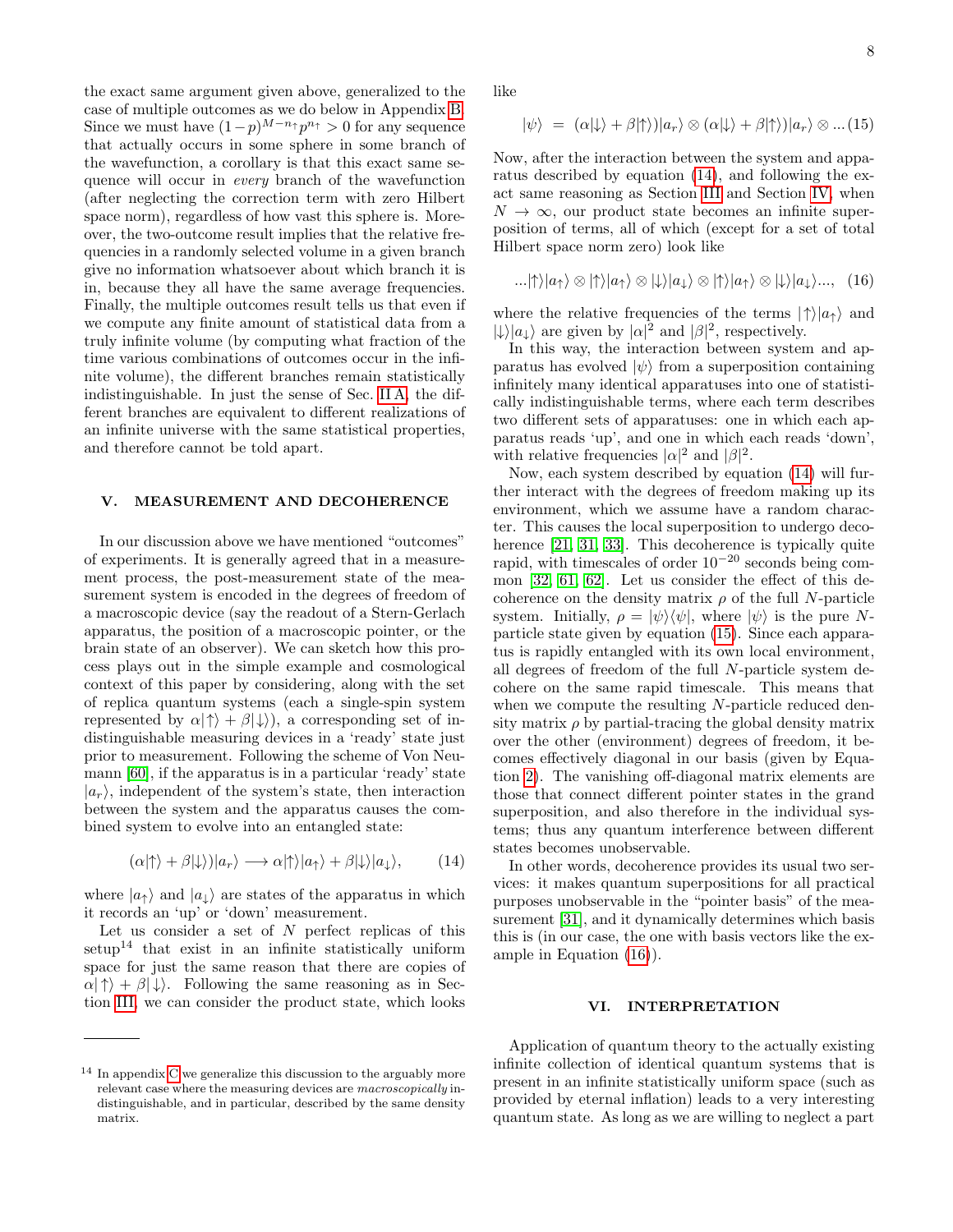the exact same argument given above, generalized to the case of multiple outcomes as we do below in Appendix B. Since we must have $(1-p)^{M-n_\uparrow} p^{n_\uparrow} > 0$ for any sequence that actually occurs in some sphere in some branch of the wavefunction, a corollary is that this exact same sequence will occur in *every* branch of the wavefunction (after neglecting the correction term with zero Hilbert space norm), regardless of how vast this sphere is. Moreover, the two-outcome result implies that the relative frequencies in a randomly selected volume in a given branch give no information whatsoever about which branch it is in, because they all have the same average frequencies. Finally, the multiple outcomes result tells us that even if we compute any finite amount of statistical data from a truly infinite volume (by computing what fraction of the time various combinations of outcomes occur in the infinite volume), the different branches remain statistically indistinguishable. In just the sense of Sec. II A, the different branches are equivalent to different realizations of an infinite universe with the same statistical properties, and therefore cannot be told apart.

## V. MEASUREMENT AND DECOHERENCE

In our discussion above we have mentioned "outcomes" of experiments. It is generally agreed that in a measurement process, the post-measurement state of the measurement system is encoded in the degrees of freedom of a macroscopic device (say the readout of a Stern-Gerlach apparatus, the position of a macroscopic pointer, or the brain state of an observer). We can sketch how this process plays out in the simple example and cosmological context of this paper by considering, along with the set of replica quantum systems (each a single-spin system represented by $\alpha|\uparrow\rangle + \beta|\downarrow\rangle$), a corresponding set of indistinguishable measuring devices in a 'ready' state just prior to measurement. Following the scheme of Von Neumann [60], if the apparatus is in a particular 'ready' state $|a_r\rangle$, independent of the system's state, then interaction between the system and the apparatus causes the combined system to evolve into an entangled state:

$$(\alpha|\uparrow\rangle + \beta|\downarrow\rangle)|a_r\rangle \longrightarrow \alpha|\uparrow\rangle|a_\uparrow\rangle + \beta|\downarrow\rangle|a_\downarrow\rangle, \qquad (14)$$

where $|a_\uparrow\rangle$ and $|a_\downarrow\rangle$ are states of the apparatus in which it records an 'up' or 'down' measurement.

Let us consider a set of $N$ perfect replicas of this setup[14] that exist in an infinite statistically uniform space for just the same reason that there are copies of $\alpha|\uparrow\rangle + \beta|\downarrow\rangle$. Following the same reasoning as in Section III, we can consider the product state, which looks like

$$|\psi\rangle \;=\; (\alpha|\downarrow\rangle + \beta|\uparrow\rangle)|a_r\rangle \otimes (\alpha|\downarrow\rangle + \beta|\uparrow\rangle)|a_r\rangle \otimes ... \qquad (15)$$

Now, after the interaction between the system and apparatus described by equation (14), and following the exact same reasoning as Section III and Section IV, when $N \to \infty$, our product state becomes an infinite superposition of terms, all of which (except for a set of total Hilbert space norm zero) look like

$$...|\uparrow\rangle|a_\uparrow\rangle \otimes |\uparrow\rangle|a_\uparrow\rangle \otimes |\downarrow\rangle|a_\downarrow\rangle \otimes |\uparrow\rangle|a_\uparrow\rangle \otimes |\downarrow\rangle|a_\downarrow\rangle..., \qquad (16)$$

where the relative frequencies of the terms $|\uparrow\rangle|a_\uparrow\rangle$ and $|\downarrow\rangle|a_\downarrow\rangle$ are given by $|\alpha|^2$ and $|\beta|^2$, respectively.

In this way, the interaction between system and apparatus has evolved $|\psi\rangle$ from a superposition containing infinitely many identical apparatuses into one of statistically indistinguishable terms, where each term describes two different sets of apparatuses: one in which each apparatus reads 'up', and one in which each reads 'down', with relative frequencies $|\alpha|^2$ and $|\beta|^2$.

Now, each system described by equation (14) will further interact with the degrees of freedom making up its environment, which we assume have a random character. This causes the local superposition to undergo decoherence [21, 31, 33]. This decoherence is typically quite rapid, with timescales of order $10^{-20}$ seconds being common [32, 61, 62]. Let us consider the effect of this decoherence on the density matrix $\rho$ of the full $N$-particle system. Initially, $\rho = |\psi\rangle\langle\psi|$, where $|\psi\rangle$ is the pure $N$-particle state given by equation (15). Since each apparatus is rapidly entangled with its own local environment, all degrees of freedom of the full $N$-particle system decohere on the same rapid timescale. This means that when we compute the resulting $N$-particle reduced density matrix $\rho$ by partial-tracing the global density matrix over the other (environment) degrees of freedom, it becomes effectively diagonal in our basis (given by Equation 2). The vanishing off-diagonal matrix elements are those that connect different pointer states in the grand superposition, and also therefore in the individual systems; thus any quantum interference between different states becomes unobservable.

In other words, decoherence provides its usual two services: it makes quantum superpositions for all practical purposes unobservable in the "pointer basis" of the measurement [31], and it dynamically determines which basis this is (in our case, the one with basis vectors like the example in Equation (16)).

## VI. INTERPRETATION

Application of quantum theory to the actually existing infinite collection of identical quantum systems that is present in an infinite statistically uniform space (such as provided by eternal inflation) leads to a very interesting quantum state. As long as we are willing to neglect a part

[14] In appendix C we generalize this discussion to the arguably more relevant case where the measuring devices are *macroscopically* indistinguishable, and in particular, described by the same density matrix.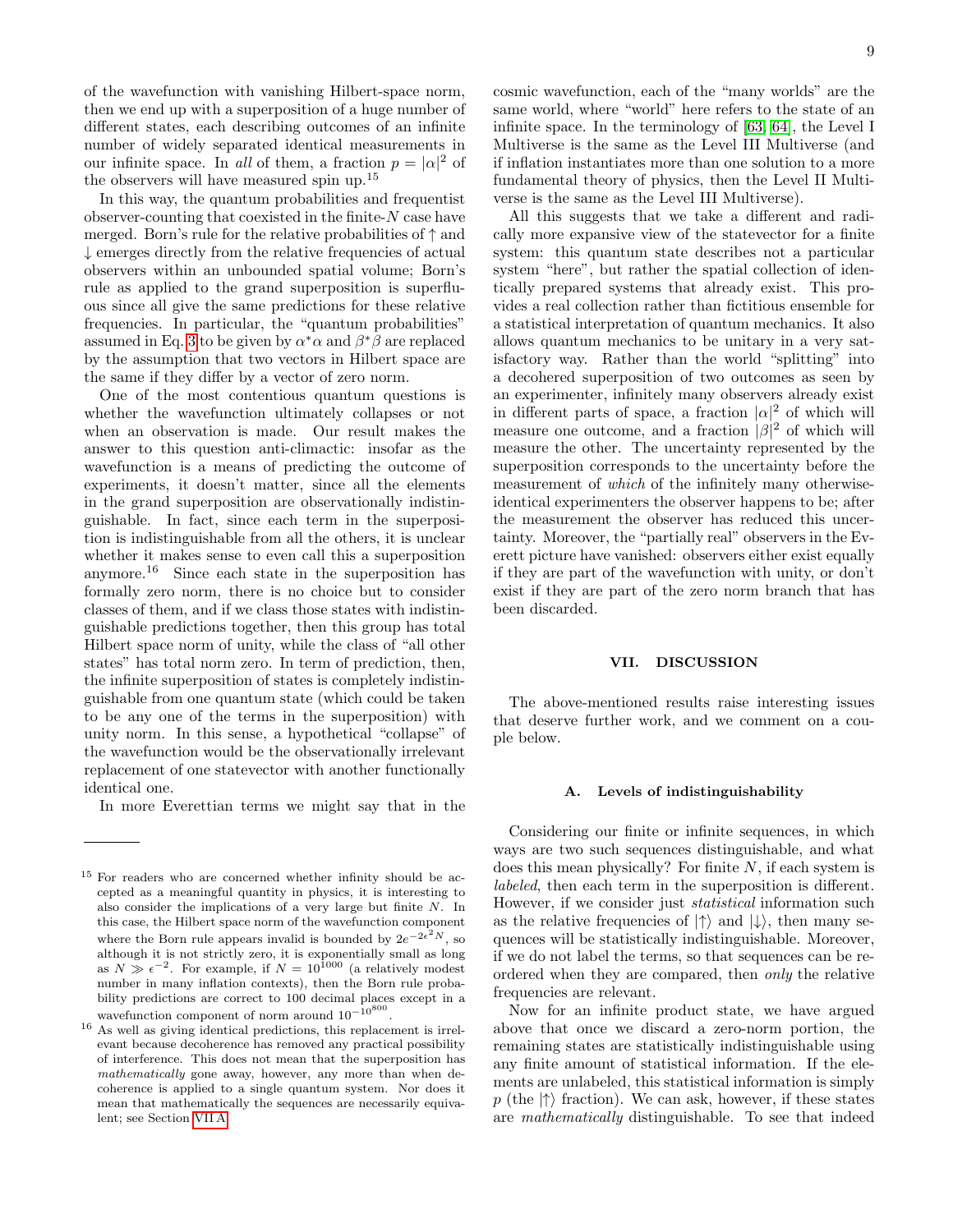of the wavefunction with vanishing Hilbert-space norm, then we end up with a superposition of a huge number of different states, each describing outcomes of an infinite number of widely separated identical measurements in our infinite space. In *all* of them, a fraction $p = |\alpha|^2$ of the observers will have measured spin up.[15]

In this way, the quantum probabilities and frequentist observer-counting that coexisted in the finite-$N$ case have merged. Born's rule for the relative probabilities of $\uparrow$ and $\downarrow$ emerges directly from the relative frequencies of actual observers within an unbounded spatial volume; Born's rule as applied to the grand superposition is superfluous since all give the same predictions for these relative frequencies. In particular, the "quantum probabilities" assumed in Eq. 3 to be given by $\alpha^*\alpha$ and $\beta^*\beta$ are replaced by the assumption that two vectors in Hilbert space are the same if they differ by a vector of zero norm.

One of the most contentious quantum questions is whether the wavefunction ultimately collapses or not when an observation is made. Our result makes the answer to this question anti-climactic: insofar as the wavefunction is a means of predicting the outcome of experiments, it doesn't matter, since all the elements in the grand superposition are observationally indistinguishable. In fact, since each term in the superposition is indistinguishable from all the others, it is unclear whether it makes sense to even call this a superposition anymore.[16] Since each state in the superposition has formally zero norm, there is no choice but to consider classes of them, and if we class those states with indistinguishable predictions together, then this group has total Hilbert space norm of unity, while the class of "all other states" has total norm zero. In term of prediction, then, the infinite superposition of states is completely indistinguishable from one quantum state (which could be taken to be any one of the terms in the superposition) with unity norm. In this sense, a hypothetical "collapse" of the wavefunction would be the observationally irrelevant replacement of one statevector with another functionally identical one.

In more Everettian terms we might say that in the cosmic wavefunction, each of the "many worlds" are the same world, where "world" here refers to the state of an infinite space. In the terminology of [63, 64], the Level I Multiverse is the same as the Level III Multiverse (and if inflation instantiates more than one solution to a more fundamental theory of physics, then the Level II Multiverse is the same as the Level III Multiverse).

All this suggests that we take a different and radically more expansive view of the statevector for a finite system: this quantum state describes not a particular system "here", but rather the spatial collection of identically prepared systems that already exist. This provides a real collection rather than fictitious ensemble for a statistical interpretation of quantum mechanics. It also allows quantum mechanics to be unitary in a very satisfactory way. Rather than the world "splitting" into a decohered superposition of two outcomes as seen by an experimenter, infinitely many observers already exist in different parts of space, a fraction $|\alpha|^2$ of which will measure one outcome, and a fraction $|\beta|^2$ of which will measure the other. The uncertainty represented by the superposition corresponds to the uncertainty before the measurement of *which* of the infinitely many otherwise-identical experimenters the observer happens to be; after the measurement the observer has reduced this uncertainty. Moreover, the "partially real" observers in the Everett picture have vanished: observers either exist equally if they are part of the wavefunction with unity, or don't exist if they are part of the zero norm branch that has been discarded.

## VII. DISCUSSION

The above-mentioned results raise interesting issues that deserve further work, and we comment on a couple below.

### A. Levels of indistinguishability

Considering our finite or infinite sequences, in which ways are two such sequences distinguishable, and what does this mean physically? For finite $N$, if each system is *labeled*, then each term in the superposition is different. However, if we consider just *statistical* information such as the relative frequencies of $|\uparrow\rangle$ and $|\downarrow\rangle$, then many sequences will be statistically indistinguishable. Moreover, if we do not label the terms, so that sequences can be reordered when they are compared, then *only* the relative frequencies are relevant.

Now for an infinite product state, we have argued above that once we discard a zero-norm portion, the remaining states are statistically indistinguishable using any finite amount of statistical information. If the elements are unlabeled, this statistical information is simply $p$ (the $|\uparrow\rangle$ fraction). We can ask, however, if these states are *mathematically* distinguishable. To see that indeed

---

[15] For readers who are concerned whether infinity should be accepted as a meaningful quantity in physics, it is interesting to also consider the implications of a very large but finite $N$. In this case, the Hilbert space norm of the wavefunction component where the Born rule appears invalid is bounded by $2e^{-2\epsilon^2 N}$, so although it is not strictly zero, it is exponentially small as long as $N \gg \epsilon^{-2}$. For example, if $N = 10^{1000}$ (a relatively modest number in many inflation contexts), then the Born rule probability predictions are correct to 100 decimal places except in a wavefunction component of norm around $10^{-10^{800}}$.

[16] As well as giving identical predictions, this replacement is irrelevant because decoherence has removed any practical possibility of interference. This does not mean that the superposition has *mathematically* gone away, however, any more than when decoherence is applied to a single quantum system. Nor does it mean that mathematically the sequences are necessarily equivalent; see Section VII A.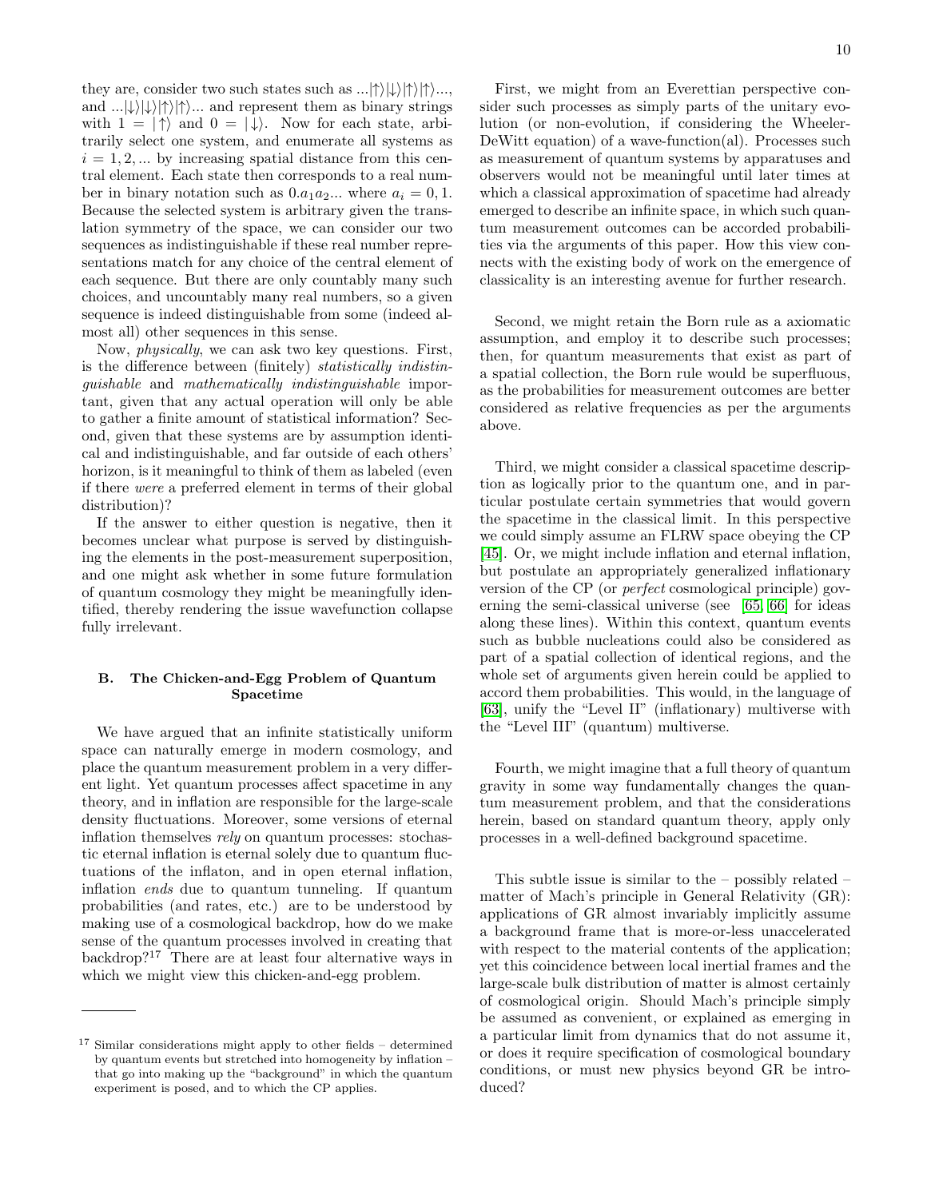they are, consider two such states such as $...|\uparrow\rangle|\downarrow\rangle|\uparrow\rangle|\uparrow\rangle...$, and $...|\downarrow\rangle|\downarrow\rangle|\uparrow\rangle|\uparrow\rangle...$ and represent them as binary strings with $1 = |\uparrow\rangle$ and $0 = |\downarrow\rangle$. Now for each state, arbitrarily select one system, and enumerate all systems as $i = 1, 2, ...$ by increasing spatial distance from this central element. Each state then corresponds to a real number in binary notation such as $0.a_1a_2...$ where $a_i = 0, 1$. Because the selected system is arbitrary given the translation symmetry of the space, we can consider our two sequences as indistinguishable if these real number representations match for any choice of the central element of each sequence. But there are only countably many such choices, and uncountably many real numbers, so a given sequence is indeed distinguishable from some (indeed almost all) other sequences in this sense.

Now, *physically*, we can ask two key questions. First, is the difference between (finitely) *statistically indistinguishable* and *mathematically indistinguishable* important, given that any actual operation will only be able to gather a finite amount of statistical information? Second, given that these systems are by assumption identical and indistinguishable, and far outside of each others' horizon, is it meaningful to think of them as labeled (even if there *were* a preferred element in terms of their global distribution)?

If the answer to either question is negative, then it becomes unclear what purpose is served by distinguishing the elements in the post-measurement superposition, and one might ask whether in some future formulation of quantum cosmology they might be meaningfully identified, thereby rendering the issue wavefunction collapse fully irrelevant.

### B. The Chicken-and-Egg Problem of Quantum Spacetime

We have argued that an infinite statistically uniform space can naturally emerge in modern cosmology, and place the quantum measurement problem in a very different light. Yet quantum processes affect spacetime in any theory, and in inflation are responsible for the large-scale density fluctuations. Moreover, some versions of eternal inflation themselves *rely* on quantum processes: stochastic eternal inflation is eternal solely due to quantum fluctuations of the inflaton, and in open eternal inflation, inflation *ends* due to quantum tunneling. If quantum probabilities (and rates, etc.) are to be understood by making use of a cosmological backdrop, how do we make sense of the quantum processes involved in creating that backdrop?[17] There are at least four alternative ways in which we might view this chicken-and-egg problem.

First, we might from an Everettian perspective consider such processes as simply parts of the unitary evolution (or non-evolution, if considering the Wheeler-DeWitt equation) of a wave-function(al). Processes such as measurement of quantum systems by apparatuses and observers would not be meaningful until later times at which a classical approximation of spacetime had already emerged to describe an infinite space, in which such quantum measurement outcomes can be accorded probabilities via the arguments of this paper. How this view connects with the existing body of work on the emergence of classicality is an interesting avenue for further research.

Second, we might retain the Born rule as a axiomatic assumption, and employ it to describe such processes; then, for quantum measurements that exist as part of a spatial collection, the Born rule would be superfluous, as the probabilities for measurement outcomes are better considered as relative frequencies as per the arguments above.

Third, we might consider a classical spacetime description as logically prior to the quantum one, and in particular postulate certain symmetries that would govern the spacetime in the classical limit. In this perspective we could simply assume an FLRW space obeying the CP [45]. Or, we might include inflation and eternal inflation, but postulate an appropriately generalized inflationary version of the CP (or *perfect* cosmological principle) governing the semi-classical universe (see [65, 66] for ideas along these lines). Within this context, quantum events such as bubble nucleations could also be considered as part of a spatial collection of identical regions, and the whole set of arguments given herein could be applied to accord them probabilities. This would, in the language of [63], unify the "Level II" (inflationary) multiverse with the "Level III" (quantum) multiverse.

Fourth, we might imagine that a full theory of quantum gravity in some way fundamentally changes the quantum measurement problem, and that the considerations herein, based on standard quantum theory, apply only processes in a well-defined background spacetime.

This subtle issue is similar to the – possibly related – matter of Mach's principle in General Relativity (GR): applications of GR almost invariably implicitly assume a background frame that is more-or-less unaccelerated with respect to the material contents of the application; yet this coincidence between local inertial frames and the large-scale bulk distribution of matter is almost certainly of cosmological origin. Should Mach's principle simply be assumed as convenient, or explained as emerging in a particular limit from dynamics that do not assume it, or does it require specification of cosmological boundary conditions, or must new physics beyond GR be introduced?

---

[17] Similar considerations might apply to other fields – determined by quantum events but stretched into homogeneity by inflation – that go into making up the "background" in which the quantum experiment is posed, and to which the CP applies.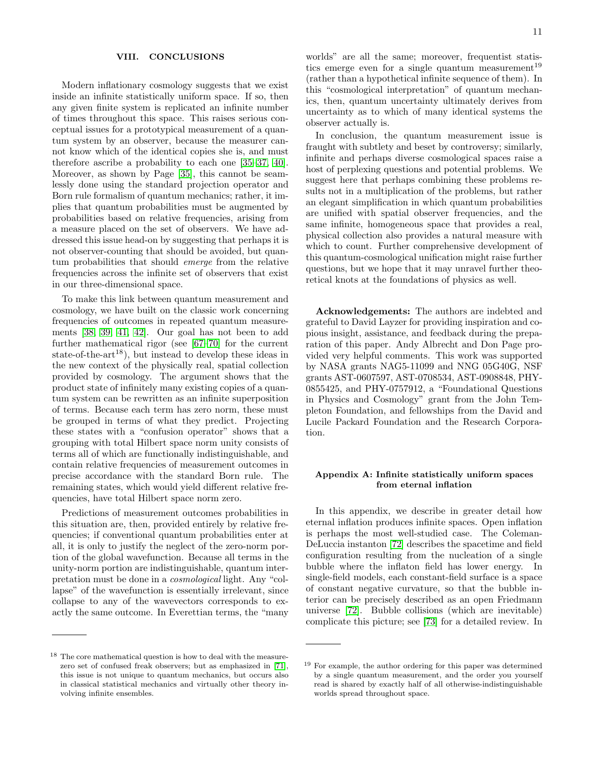## VIII. CONCLUSIONS

Modern inflationary cosmology suggests that we exist inside an infinite statistically uniform space. If so, then any given finite system is replicated an infinite number of times throughout this space. This raises serious conceptual issues for a prototypical measurement of a quantum system by an observer, because the measurer cannot know which of the identical copies she is, and must therefore ascribe a probability to each one [35–37, 40]. Moreover, as shown by Page [35], this cannot be seamlessly done using the standard projection operator and Born rule formalism of quantum mechanics; rather, it implies that quantum probabilities must be augmented by probabilities based on relative frequencies, arising from a measure placed on the set of observers. We have addressed this issue head-on by suggesting that perhaps it is not observer-counting that should be avoided, but quantum probabilities that should *emerge* from the relative frequencies across the infinite set of observers that exist in our three-dimensional space.

To make this link between quantum measurement and cosmology, we have built on the classic work concerning frequencies of outcomes in repeated quantum measurements [38, 39, 41, 42]. Our goal has not been to add further mathematical rigor (see [67–70] for the current state-of-the-art[18]), but instead to develop these ideas in the new context of the physically real, spatial collection provided by cosmology. The argument shows that the product state of infinitely many existing copies of a quantum system can be rewritten as an infinite superposition of terms. Because each term has zero norm, these must be grouped in terms of what they predict. Projecting these states with a "confusion operator" shows that a grouping with total Hilbert space norm unity consists of terms all of which are functionally indistinguishable, and contain relative frequencies of measurement outcomes in precise accordance with the standard Born rule. The remaining states, which would yield different relative frequencies, have total Hilbert space norm zero.

Predictions of measurement outcomes probabilities in this situation are, then, provided entirely by relative frequencies; if conventional quantum probabilities enter at all, it is only to justify the neglect of the zero-norm portion of the global wavefunction. Because all terms in the unity-norm portion are indistinguishable, quantum interpretation must be done in a *cosmological* light. Any "collapse" of the wavefunction is essentially irrelevant, since collapse to any of the wavevectors corresponds to exactly the same outcome. In Everettian terms, the "many worlds" are all the same; moreover, frequentist statistics emerge even for a single quantum measurement[19] (rather than a hypothetical infinite sequence of them). In this "cosmological interpretation" of quantum mechanics, then, quantum uncertainty ultimately derives from uncertainty as to which of many identical systems the observer actually is.

In conclusion, the quantum measurement issue is fraught with subtlety and beset by controversy; similarly, infinite and perhaps diverse cosmological spaces raise a host of perplexing questions and potential problems. We suggest here that perhaps combining these problems results not in a multiplication of the problems, but rather an elegant simplification in which quantum probabilities are unified with spatial observer frequencies, and the same infinite, homogeneous space that provides a real, physical collection also provides a natural measure with which to count. Further comprehensive development of this quantum-cosmological unification might raise further questions, but we hope that it may unravel further theoretical knots at the foundations of physics as well.

**Acknowledgements:** The authors are indebted and grateful to David Layzer for providing inspiration and copious insight, assistance, and feedback during the preparation of this paper. Andy Albrecht and Don Page provided very helpful comments. This work was supported by NASA grants NAG5-11099 and NNG 05G40G, NSF grants AST-0607597, AST-0708534, AST-0908848, PHY-0855425, and PHY-0757912, a "Foundational Questions in Physics and Cosmology" grant from the John Templeton Foundation, and fellowships from the David and Lucile Packard Foundation and the Research Corporation.

### Appendix A: Infinite statistically uniform spaces from eternal inflation

In this appendix, we describe in greater detail how eternal inflation produces infinite spaces. Open inflation is perhaps the most well-studied case. The Coleman-DeLuccia instanton [72] describes the spacetime and field configuration resulting from the nucleation of a single bubble where the inflaton field has lower energy. In single-field models, each constant-field surface is a space of constant negative curvature, so that the bubble interior can be precisely described as an open Friedmann universe [72]. Bubble collisions (which are inevitable) complicate this picture; see [73] for a detailed review. In

---

[18] The core mathematical question is how to deal with the measure-zero set of confused freak observers; but as emphasized in [71], this issue is not unique to quantum mechanics, but occurs also in classical statistical mechanics and virtually other theory involving infinite ensembles.

[19] For example, the author ordering for this paper was determined by a single quantum measurement, and the order you yourself read is shared by exactly half of all otherwise-indistinguishable worlds spread throughout space.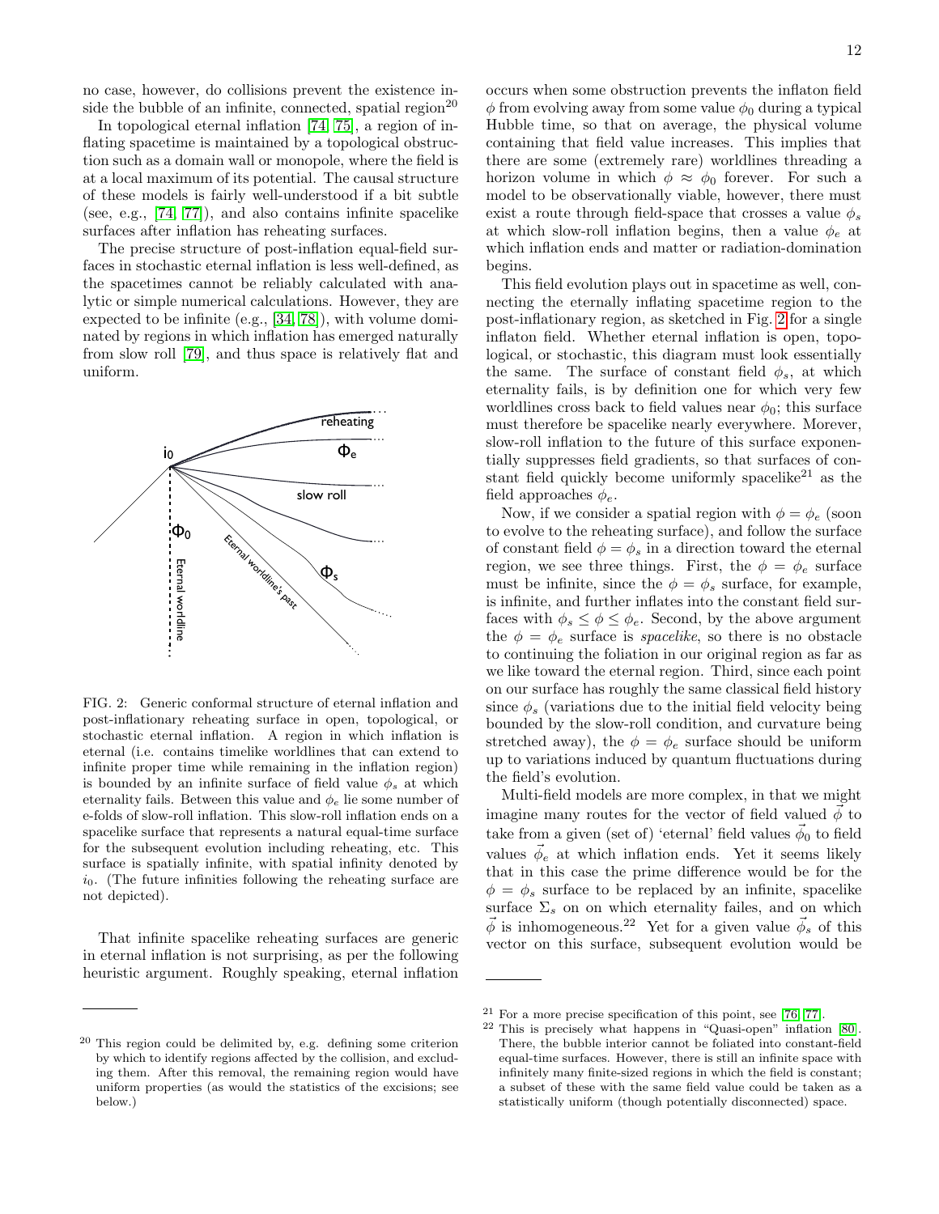no case, however, do collisions prevent the existence inside the bubble of an infinite, connected, spatial region[20]

In topological eternal inflation [74, 75], a region of inflating spacetime is maintained by a topological obstruction such as a domain wall or monopole, where the field is at a local maximum of its potential. The causal structure of these models is fairly well-understood if a bit subtle (see, e.g., [74, 77]), and also contains infinite spacelike surfaces after inflation has reheating surfaces.

The precise structure of post-inflation equal-field surfaces in stochastic eternal inflation is less well-defined, as the spacetimes cannot be reliably calculated with analytic or simple numerical calculations. However, they are expected to be infinite (e.g., [34, 78]), with volume dominated by regions in which inflation has emerged naturally from slow roll [79], and thus space is relatively flat and uniform.

FIG. 2: Generic conformal structure of eternal inflation and post-inflationary reheating surface in open, topological, or stochastic eternal inflation. A region in which inflation is eternal (i.e. contains timelike worldlines that can extend to infinite proper time while remaining in the inflation region) is bounded by an infinite surface of field value $\phi_s$ at which eternality fails. Between this value and $\phi_e$ lie some number of e-folds of slow-roll inflation. This slow-roll inflation ends on a spacelike surface that represents a natural equal-time surface for the subsequent evolution including reheating, etc. This surface is spatially infinite, with spatial infinity denoted by $i_0$. (The future infinities following the reheating surface are not depicted).

That infinite spacelike reheating surfaces are generic in eternal inflation is not surprising, as per the following heuristic argument. Roughly speaking, eternal inflation occurs when some obstruction prevents the inflaton field $\phi$ from evolving away from some value $\phi_0$ during a typical Hubble time, so that on average, the physical volume containing that field value increases. This implies that there are some (extremely rare) worldlines threading a horizon volume in which $\phi \approx \phi_0$ forever. For such a model to be observationally viable, however, there must exist a route through field-space that crosses a value $\phi_s$ at which slow-roll inflation begins, then a value $\phi_e$ at which inflation ends and matter or radiation-domination begins.

This field evolution plays out in spacetime as well, connecting the eternally inflating spacetime region to the post-inflationary region, as sketched in Fig. 2 for a single inflaton field. Whether eternal inflation is open, topological, or stochastic, this diagram must look essentially the same. The surface of constant field $\phi_s$, at which eternality fails, is by definition one for which very few worldlines cross back to field values near $\phi_0$; this surface must therefore be spacelike nearly everywhere. Morever, slow-roll inflation to the future of this surface exponentially suppresses field gradients, so that surfaces of constant field quickly become uniformly spacelike[21] as the field approaches $\phi_e$.

Now, if we consider a spatial region with $\phi = \phi_e$ (soon to evolve to the reheating surface), and follow the surface of constant field $\phi = \phi_s$ in a direction toward the eternal region, we see three things. First, the $\phi = \phi_e$ surface must be infinite, since the $\phi = \phi_s$ surface, for example, is infinite, and further inflates into the constant field surfaces with $\phi_s \leq \phi \leq \phi_e$. Second, by the above argument the $\phi = \phi_e$ surface is *spacelike*, so there is no obstacle to continuing the foliation in our original region as far as we like toward the eternal region. Third, since each point on our surface has roughly the same classical field history since $\phi_s$ (variations due to the initial field velocity being bounded by the slow-roll condition, and curvature being stretched away), the $\phi = \phi_e$ surface should be uniform up to variations induced by quantum fluctuations during the field's evolution.

Multi-field models are more complex, in that we might imagine many routes for the vector of field valued $\vec{\phi}$ to take from a given (set of) 'eternal' field values $\vec{\phi}_0$ to field values $\vec{\phi}_e$ at which inflation ends. Yet it seems likely that in this case the prime difference would be for the $\phi = \phi_s$ surface to be replaced by an infinite, spacelike surface $\Sigma_s$ on on which eternality failes, and on which $\vec{\phi}$ is inhomogeneous.[22] Yet for a given value $\vec{\phi}_s$ of this vector on this surface, subsequent evolution would be

---

[20] This region could be delimited by, e.g. defining some criterion by which to identify regions affected by the collision, and excluding them. After this removal, the remaining region would have uniform properties (as would the statistics of the excisions; see below.)

[21] For a more precise specification of this point, see [76, 77].

[22] This is precisely what happens in "Quasi-open" inflation [80]. There, the bubble interior cannot be foliated into constant-field equal-time surfaces. However, there is still an infinite space with infinitely many finite-sized regions in which the field is constant; a subset of these with the same field value could be taken as a statistically uniform (though potentially disconnected) space.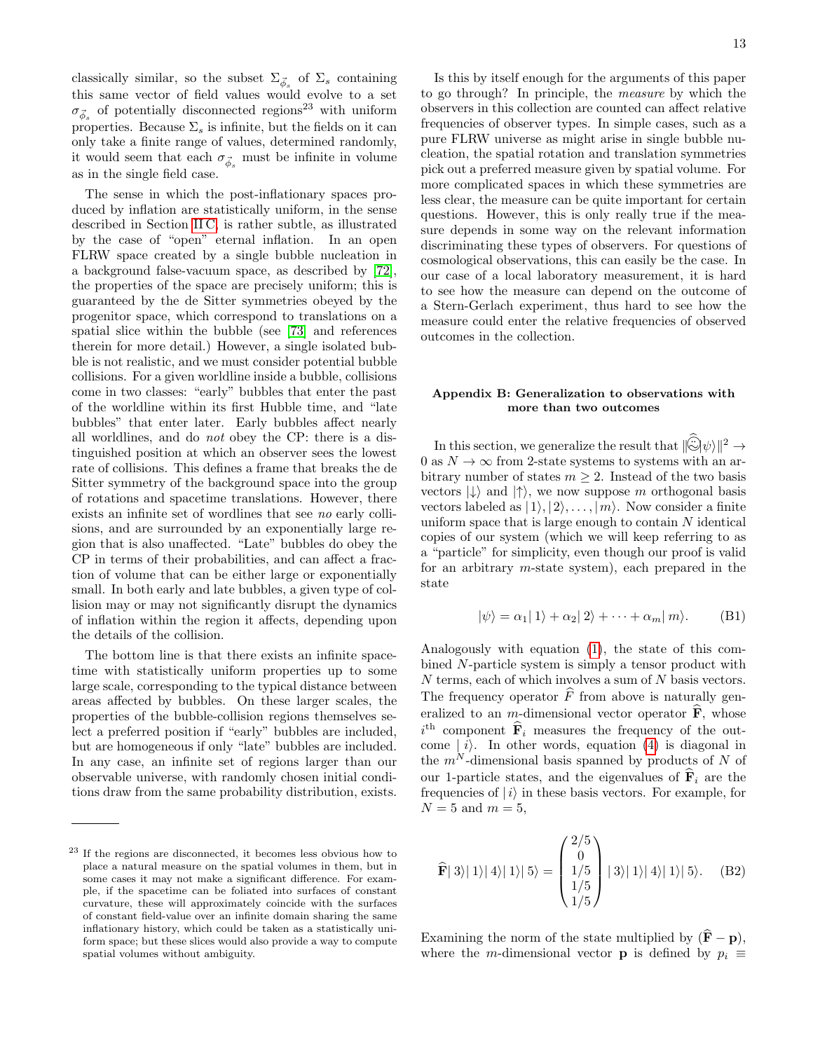classically similar, so the subset $\Sigma_{\vec{\phi}_s}$ of $\Sigma_s$ containing this same vector of field values would evolve to a set $\sigma_{\vec{\phi}_s}$ of potentially disconnected regions[23] with uniform properties. Because $\Sigma_s$ is infinite, but the fields on it can only take a finite range of values, determined randomly, it would seem that each $\sigma_{\vec{\phi}_s}$ must be infinite in volume as in the single field case.

The sense in which the post-inflationary spaces produced by inflation are statistically uniform, in the sense described in Section II C, is rather subtle, as illustrated by the case of "open" eternal inflation. In an open FLRW space created by a single bubble nucleation in a background false-vacuum space, as described by [72], the properties of the space are precisely uniform; this is guaranteed by the de Sitter symmetries obeyed by the progenitor space, which correspond to translations on a spatial slice within the bubble (see [73] and references therein for more detail.) However, a single isolated bubble is not realistic, and we must consider potential bubble collisions. For a given worldline inside a bubble, collisions come in two classes: "early" bubbles that enter the past of the worldline within its first Hubble time, and "late bubbles" that enter later. Early bubbles affect nearly all worldlines, and do *not* obey the CP: there is a distinguished position at which an observer sees the lowest rate of collisions. This defines a frame that breaks the de Sitter symmetry of the background space into the group of rotations and spacetime translations. However, there exists an infinite set of wordlines that see *no* early collisions, and are surrounded by an exponentially large region that is also unaffected. "Late" bubbles do obey the CP in terms of their probabilities, and can affect a fraction of volume that can be either large or exponentially small. In both early and late bubbles, a given type of collision may or may not significantly disrupt the dynamics of inflation within the region it affects, depending upon the details of the collision.

The bottom line is that there exists an infinite spacetime with statistically uniform properties up to some large scale, corresponding to the typical distance between areas affected by bubbles. On these larger scales, the properties of the bubble-collision regions themselves select a preferred position if "early" bubbles are included, but are homogeneous if only "late" bubbles are included. In any case, an infinite set of regions larger than our observable universe, with randomly chosen initial conditions draw from the same probability distribution, exists.

Is this by itself enough for the arguments of this paper to go through? In principle, the *measure* by which the observers in this collection are counted can affect relative frequencies of observer types. In simple cases, such as a pure FLRW universe as might arise in single bubble nucleation, the spatial rotation and translation symmetries pick out a preferred measure given by spatial volume. For more complicated spaces in which these symmetries are less clear, the measure can be quite important for certain questions. However, this is only really true if the measure depends in some way on the relevant information discriminating these types of observers. For questions of cosmological observations, this can easily be the case. In our case of a local laboratory measurement, it is hard to see how the measure can depend on the outcome of a Stern-Gerlach experiment, thus hard to see how the measure could enter the relative frequencies of observed outcomes in the collection.

[23] If the regions are disconnected, it becomes less obvious how to place a natural measure on the spatial volumes in them, but in some cases it may not make a significant difference. For example, if the spacetime can be foliated into surfaces of constant curvature, these will approximately coincide with the surfaces of constant field-value over an infinite domain sharing the same inflationary history, which could be taken as a statistically uniform space; but these slices would also provide a way to compute spatial volumes without ambiguity.

## Appendix B: Generalization to observations with more than two outcomes

In this section, we generalize the result that $\|\widehat{☹}|\psi\rangle\|^2 \to 0$ as $N \to \infty$ from 2-state systems to systems with an arbitrary number of states $m \geq 2$. Instead of the two basis vectors $|\downarrow\rangle$ and $|\uparrow\rangle$, we now suppose $m$ orthogonal basis vectors labeled as $|1\rangle, |2\rangle, \ldots, |m\rangle$. Now consider a finite uniform space that is large enough to contain $N$ identical copies of our system (which we will keep referring to as a "particle" for simplicity, even though our proof is valid for an arbitrary $m$-state system), each prepared in the state

$$|\psi\rangle = \alpha_1|\,1\rangle + \alpha_2|\,2\rangle + \cdots + \alpha_m|\,m\rangle. \tag{B1}$$

Analogously with equation (1), the state of this combined $N$-particle system is simply a tensor product with $N$ terms, each of which involves a sum of $N$ basis vectors. The frequency operator $\widehat{F}$ from above is naturally generalized to an $m$-dimensional vector operator $\widehat{\mathbf{F}}$, whose $i^{\text{th}}$ component $\widehat{\mathbf{F}}_i$ measures the frequency of the outcome $|\,i\rangle$. In other words, equation (4) is diagonal in the $m^N$-dimensional basis spanned by products of $N$ of our 1-particle states, and the eigenvalues of $\widehat{\mathbf{F}}_i$ are the frequencies of $|\,i\rangle$ in these basis vectors. For example, for $N = 5$ and $m = 5$,

$$\widehat{\mathbf{F}}|\,3\rangle|\,1\rangle|\,4\rangle|\,1\rangle|\,5\rangle = \begin{pmatrix} 2/5 \\ 0 \\ 1/5 \\ 1/5 \\ 1/5 \end{pmatrix} |\,3\rangle|\,1\rangle|\,4\rangle|\,1\rangle|\,5\rangle. \tag{B2}$$

Examining the norm of the state multiplied by $(\widehat{\mathbf{F}} - \mathbf{p})$, where the $m$-dimensional vector $\mathbf{p}$ is defined by $p_i \equiv$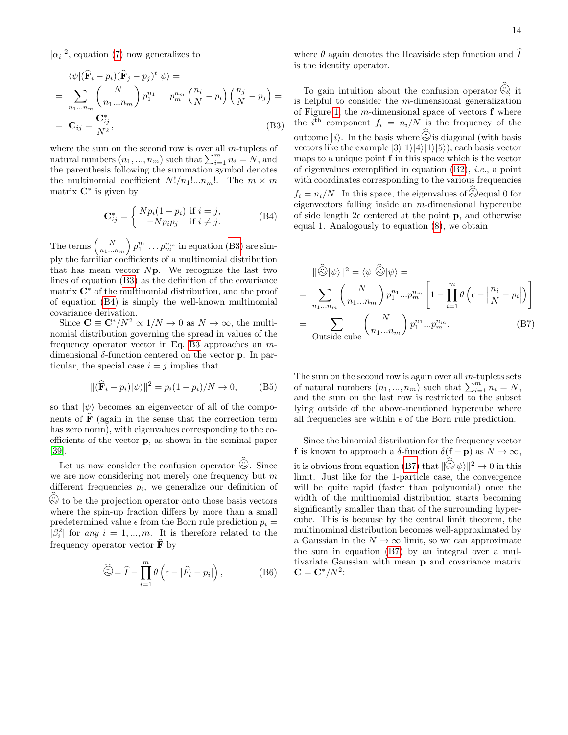$|\alpha_i|^2$, equation (7) now generalizes to

$$
\begin{aligned}
&\langle\psi|(\widehat{\mathbf{F}}_i - p_i)(\widehat{\mathbf{F}}_j - p_j)^t|\psi\rangle = \\
&= \sum_{n_1...n_m} \binom{N}{n_1...n_m} p_1^{n_1}\dots p_m^{n_m}\left(\frac{n_i}{N}-p_i\right)\left(\frac{n_j}{N}-p_j\right) = \\
&= \mathbf{C}_{ij} = \frac{\mathbf{C}^*_{ij}}{N^2}, \qquad \text{(B3)}
\end{aligned}
$$

where the sum on the second row is over all $m$-tuplets of natural numbers $(n_1,...,n_m)$ such that $\sum_{i=1}^m n_i = N$, and the parenthesis following the summation symbol denotes the multinomial coefficient $N!/n_1!...n_m!$. The $m\times m$ matrix $\mathbf{C}^*$ is given by

$$
\mathbf{C}^*_{ij} = \begin{cases} Np_i(1-p_i) & \text{if } i=j, \\ -Np_ip_j & \text{if } i\neq j. \end{cases} \qquad \text{(B4)}
$$

The terms $\binom{N}{n_1...n_m}p_1^{n_1}\dots p_m^{n_m}$ in equation (B3) are simply the familiar coefficients of a multinomial distribution that has mean vector $N\mathbf{p}$. We recognize the last two lines of equation (B3) as the definition of the covariance matrix $\mathbf{C}^*$ of the multinomial distribution, and the proof of equation (B4) is simply the well-known multinomial covariance derivation.

Since $\mathbf{C}\equiv\mathbf{C}^*/N^2 \propto 1/N \to 0$ as $N\to\infty$, the multinomial distribution governing the spread in values of the frequency operator vector in Eq. B3 approaches an $m$-dimensional $\delta$-function centered on the vector $\mathbf{p}$. In particular, the special case $i=j$ implies that

$$
\|(\widehat{\mathbf{F}}_i - p_i)|\psi\rangle\|^2 = p_i(1-p_i)/N \to 0, \qquad \text{(B5)}
$$

so that $|\psi\rangle$ becomes an eigenvector of all of the components of $\widehat{\mathbf{F}}$ (again in the sense that the correction term has zero norm), with eigenvalues corresponding to the coefficients of the vector $\mathbf{p}$, as shown in the seminal paper [39].

Let us now consider the confusion operator $\widehat{☹}$. Since we are now considering not merely one frequency but $m$ different frequencies $p_i$, we generalize our definition of $\widehat{☹}$ to be the projection operator onto those basis vectors where the spin-up fraction differs by more than a small predetermined value $\epsilon$ from the Born rule prediction $p_i = |\beta_i^2|$ for *any* $i=1,...,m$. It is therefore related to the frequency operator vector $\widehat{\mathbf{F}}$ by

$$
\widehat{☹} = \widehat{I} - \prod_{i=1}^m \theta\left(\epsilon - |\widehat{F}_i - p_i|\right), \qquad \text{(B6)}
$$

where $\theta$ again denotes the Heaviside step function and $\widehat{I}$ is the identity operator.

To gain intuition about the confusion operator $\widehat{☹}$, it is helpful to consider the $m$-dimensional generalization of Figure 1, the $m$-dimensional space of vectors $\mathbf{f}$ where the $i^{\text{th}}$ component $f_i = n_i/N$ is the frequency of the outcome $|i\rangle$. In the basis where $\widehat{☹}$ is diagonal (with basis vectors like the example $|3\rangle|1\rangle|4\rangle|1\rangle|5\rangle$), each basis vector maps to a unique point $\mathbf{f}$ in this space which is the vector of eigenvalues exemplified in equation (B2), *i.e.*, a point with coordinates corresponding to the various frequencies $f_i = n_i/N$. In this space, the eigenvalues of $\widehat{☹}$ equal 0 for eigenvectors falling inside an $m$-dimensional hypercube of side length $2\epsilon$ centered at the point $\mathbf{p}$, and otherwise equal 1. Analogously to equation (8), we obtain

$$
\begin{aligned}
&\|\widehat{☹}|\psi\rangle\|^2 = \langle\psi|\widehat{☹}|\psi\rangle = \\
&= \sum_{n_1...n_m}\binom{N}{n_1...n_m}p_1^{n_1}...p_m^{n_m}\left[1-\prod_{i=1}^m \theta\left(\epsilon - \left|\frac{n_i}{N}-p_i\right|\right)\right] \\
&= \sum_{\text{Outside cube}}\binom{N}{n_1...n_m}p_1^{n_1}...p_m^{n_m}. \qquad \text{(B7)}
\end{aligned}
$$

The sum on the second row is again over all $m$-tuplets sets of natural numbers $(n_1,...,n_m)$ such that $\sum_{i=1}^m n_i = N$, and the sum on the last row is restricted to the subset lying outside of the above-mentioned hypercube where all frequencies are within $\epsilon$ of the Born rule prediction.

Since the binomial distribution for the frequency vector $\mathbf{f}$ is known to approach a $\delta$-function $\delta(\mathbf{f}-\mathbf{p})$ as $N\to\infty$, it is obvious from equation (B7) that $\|\widehat{☹}|\psi\rangle\|^2 \to 0$ in this limit. Just like for the 1-particle case, the convergence will be quite rapid (faster than polynomial) once the width of the multinomial distribution starts becoming significantly smaller than that of the surrounding hypercube. This is because by the central limit theorem, the multinominal distribution becomes well-approximated by a Gaussian in the $N\to\infty$ limit, so we can approximate the sum in equation (B7) by an integral over a multivariate Gaussian with mean $\mathbf{p}$ and covariance matrix $\mathbf{C} = \mathbf{C}^*/N^2$: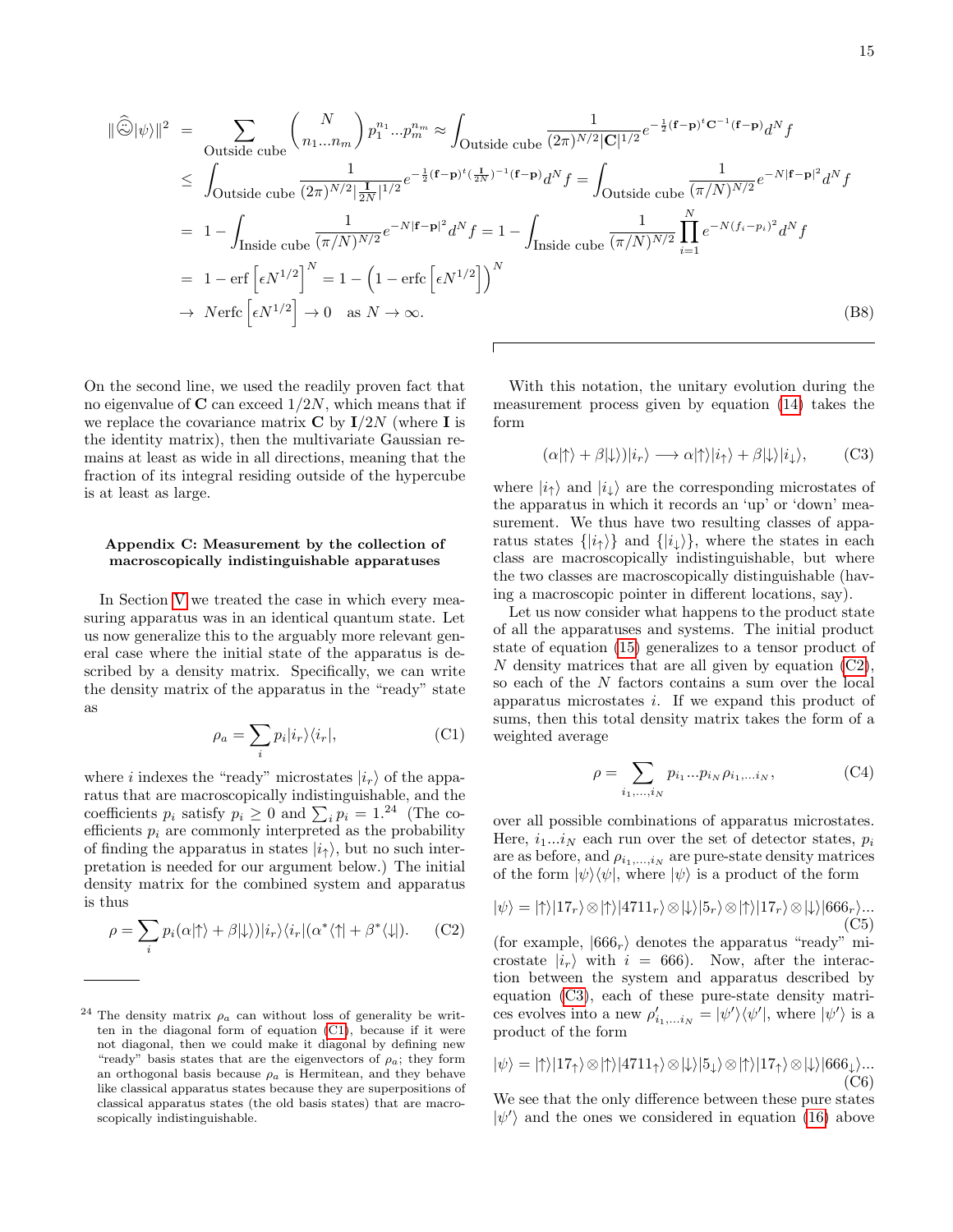$$
\begin{aligned}
\|\widehat{\frown}|\psi\rangle\|^2 &= \sum_{\text{Outside cube}} \binom{N}{n_1...n_m} p_1^{n_1}...p_m^{n_m} \approx \int_{\text{Outside cube}} \frac{1}{(2\pi)^{N/2}|\mathbf{C}|^{1/2}} e^{-\frac{1}{2}(\mathbf{f}-\mathbf{p})^t\mathbf{C}^{-1}(\mathbf{f}-\mathbf{p})} d^N f \\
&\le \int_{\text{Outside cube}} \frac{1}{(2\pi)^{N/2}|\frac{\mathbf{I}}{2N}|^{1/2}} e^{-\frac{1}{2}(\mathbf{f}-\mathbf{p})^t(\frac{\mathbf{I}}{2N})^{-1}(\mathbf{f}-\mathbf{p})} d^N f = \int_{\text{Outside cube}} \frac{1}{(\pi/N)^{N/2}} e^{-N|\mathbf{f}-\mathbf{p}|^2} d^N f \\
&= 1 - \int_{\text{Inside cube}} \frac{1}{(\pi/N)^{N/2}} e^{-N|\mathbf{f}-\mathbf{p}|^2} d^N f = 1 - \int_{\text{Inside cube}} \frac{1}{(\pi/N)^{N/2}} \prod_{i=1}^{N} e^{-N(f_i-p_i)^2} d^N f \\
&= 1 - \text{erf}\left[\epsilon N^{1/2}\right]^N = 1 - \left(1 - \text{erfc}\left[\epsilon N^{1/2}\right]\right)^N \\
&\to N\text{erfc}\left[\epsilon N^{1/2}\right] \to 0 \quad \text{as } N \to \infty.
\end{aligned}
\tag{B8}
$$

On the second line, we used the readily proven fact that no eigenvalue of $\mathbf{C}$ can exceed $1/2N$, which means that if we replace the covariance matrix $\mathbf{C}$ by $\mathbf{I}/2N$ (where $\mathbf{I}$ is the identity matrix), then the multivariate Gaussian remains at least as wide in all directions, meaning that the fraction of its integral residing outside of the hypercube is at least as large.

### Appendix C: Measurement by the collection of macroscopically indistinguishable apparatuses

In Section V we treated the case in which every measuring apparatus was in an identical quantum state. Let us now generalize this to the arguably more relevant general case where the initial state of the apparatus is described by a density matrix. Specifically, we can write the density matrix of the apparatus in the "ready" state as

$$
\rho_a = \sum_i p_i |i_r\rangle\langle i_r|, \tag{C1}
$$

where $i$ indexes the "ready" microstates $|i_r\rangle$ of the apparatus that are macroscopically indistinguishable, and the coefficients $p_i$ satisfy $p_i \ge 0$ and $\sum_i p_i = 1$.[24] (The coefficients $p_i$ are commonly interpreted as the probability of finding the apparatus in states $|i_\uparrow\rangle$, but no such interpretation is needed for our argument below.) The initial density matrix for the combined system and apparatus is thus

$$
\rho = \sum_i p_i(\alpha|\uparrow\rangle + \beta|\downarrow\rangle)|i_r\rangle\langle i_r|(\alpha^*\langle\uparrow| + \beta^*\langle\downarrow|). \tag{C2}
$$

[24] The density matrix $\rho_a$ can without loss of generality be written in the diagonal form of equation (C1), because if it were not diagonal, then we could make it diagonal by defining new "ready" basis states that are the eigenvectors of $\rho_a$; they form an orthogonal basis because $\rho_a$ is Hermitean, and they behave like classical apparatus states because they are superpositions of classical apparatus states (the old basis states) that are macroscopically indistinguishable.

With this notation, the unitary evolution during the measurement process given by equation (14) takes the form

$$
(\alpha|\uparrow\rangle + \beta|\downarrow\rangle)|i_r\rangle \longrightarrow \alpha|\uparrow\rangle|i_\uparrow\rangle + \beta|\downarrow\rangle|i_\downarrow\rangle, \tag{C3}
$$

where $|i_\uparrow\rangle$ and $|i_\downarrow\rangle$ are the corresponding microstates of the apparatus in which it records an 'up' or 'down' measurement. We thus have two resulting classes of apparatus states $\{|i_\uparrow\rangle\}$ and $\{|i_\downarrow\rangle\}$, where the states in each class are macroscopically indistinguishable, but where the two classes are macroscopically distinguishable (having a macroscopic pointer in different locations, say).

Let us now consider what happens to the product state of all the apparatuses and systems. The initial product state of equation (15) generalizes to a tensor product of $N$ density matrices that are all given by equation (C2), so each of the $N$ factors contains a sum over the local apparatus microstates $i$. If we expand this product of sums, then this total density matrix takes the form of a weighted average

$$
\rho = \sum_{i_1,...,i_N} p_{i_1}...p_{i_N}\rho_{i_1,...i_N}, \tag{C4}
$$

over all possible combinations of apparatus microstates. Here, $i_1...i_N$ each run over the set of detector states, $p_i$ are as before, and $\rho_{i_1,...,i_N}$ are pure-state density matrices of the form $|\psi\rangle\langle\psi|$, where $|\psi\rangle$ is a product of the form

$$
|\psi\rangle = |\uparrow\rangle|17_r\rangle\otimes|\uparrow\rangle|4711_r\rangle\otimes|\downarrow\rangle|5_r\rangle\otimes|\uparrow\rangle|17_r\rangle\otimes|\downarrow\rangle|666_r\rangle... \tag{C5}
$$

(for example, $|666_r\rangle$ denotes the apparatus "ready" microstate $|i_r\rangle$ with $i = 666$). Now, after the interaction between the system and apparatus described by equation (C3), each of these pure-state density matrices evolves into a new $\rho'_{i_1,...i_N} = |\psi'\rangle\langle\psi'|$, where $|\psi'\rangle$ is a product of the form

$$
|\psi\rangle = |\uparrow\rangle|17_\uparrow\rangle\otimes|\uparrow\rangle|4711_\uparrow\rangle\otimes|\downarrow\rangle|5_\downarrow\rangle\otimes|\uparrow\rangle|17_\uparrow\rangle\otimes|\downarrow\rangle|666_\downarrow\rangle... \tag{C6}
$$

We see that the only difference between these pure states $|\psi'\rangle$ and the ones we considered in equation (16) above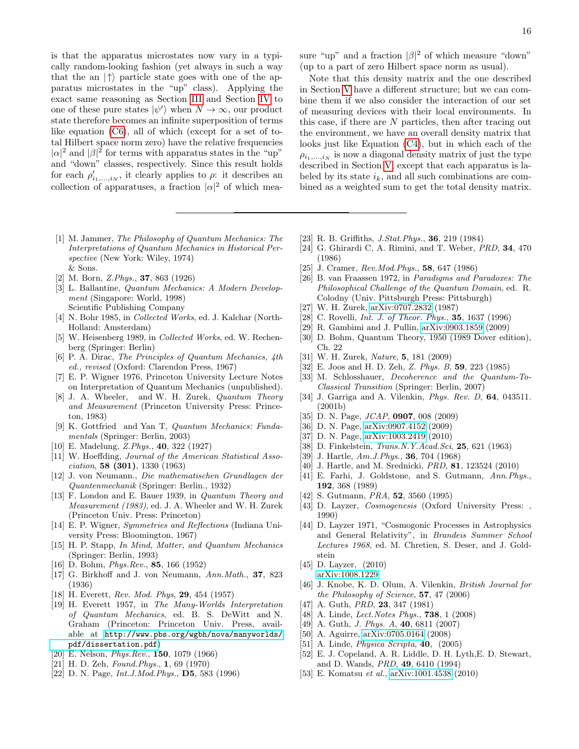is that the apparatus microstates now vary in a typically random-looking fashion (yet always in such a way that the an $|\uparrow\rangle$ particle state goes with one of the apparatus microstates in the "up" class). Applying the exact same reasoning as Section III and Section IV to one of these pure states $|\psi'\rangle$ when $N \to \infty$, our product state therefore becomes an infinite superposition of terms like equation (C6), all of which (except for a set of total Hilbert space norm zero) have the relative frequencies $|\alpha|^2$ and $|\beta|^2$ for terms with apparatus states in the "up" and "down" classes, respectively. Since this result holds for each $\rho'_{i_1,...,i_N}$, it clearly applies to $\rho$: it describes an collection of apparatuses, a fraction $|\alpha|^2$ of which measure "up" and a fraction $|\beta|^2$ of which measure "down" (up to a part of zero Hilbert space norm as usual).

Note that this density matrix and the one described in Section V have a different structure; but we can combine them if we also consider the interaction of our set of measuring devices with their local environments. In this case, if there are $N$ particles, then after tracing out the environment, we have an overall density matrix that looks just like Equation (C4), but in which each of the $\rho_{i_1,...,i_N}$ is now a diagonal density matrix of just the type described in Section V, except that each apparatus is labeled by its state $i_k$, and all such combinations are combined as a weighted sum to get the total density matrix.

---

[1] M. Jammer, *The Philosophy of Quantum Mechanics: The Interpretations of Quantum Mechanics in Historical Perspective* (New York: Wiley, 1974) & Sons.
[2] M. Born, *Z.Phys.*, **37**, 863 (1926)
[3] L. Ballantine, *Quantum Mechanics: A Modern Development* (Singapore: World, 1998) Scientific Publishing Company
[4] N. Bohr 1985, in *Collected Works*, ed. J. Kalchar (North-Holland: Amsterdam)
[5] W. Heisenberg 1989, in *Collected Works*, ed. W. Rechenberg (Springer: Berlin)
[6] P. A. Dirac, *The Principles of Quantum Mechanics, 4th ed., revised* (Oxford: Clarendon Press, 1967)
[7] E. P. Wigner 1976, Princeton University Lecture Notes on Interpretation of Quantum Mechanics (unpublished).
[8] J. A. Wheeler, and W. H. Zurek, *Quantum Theory and Measurement* (Princeton University Press: Princeton, 1983)
[9] K. Gottfried and Yan T, *Quantum Mechanics: Fundamentals* (Springer: Berlin, 2003)
[10] E. Madelung, *Z.Phys.*, **40**, 322 (1927)
[11] W. Hoeffding, *Journal of the American Statistical Association*, **58 (301)**, 1330 (1963)
[12] J. von Neumann., *Die mathematischen Grundlagen der Quantenmechanik* (Springer: Berlin., 1932)
[13] F. London and E. Bauer 1939, in *Quantum Theory and Measurement (1983)*, ed. J. A. Wheeler and W. H. Zurek (Princeton Univ. Press: Princeton)
[14] E. P. Wigner, *Symmetries and Reflections* (Indiana University Press: Bloomington, 1967)
[15] H. P. Stapp, *In Mind, Matter, and Quantum Mechanics* (Springer: Berlin, 1993)
[16] D. Bohm, *Phys.Rev.*, **85**, 166 (1952)
[17] G. Birkhoff and J. von Neumann, *Ann.Math.*, **37**, 823 (1936)
[18] H. Everett, *Rev. Mod. Phys*, **29**, 454 (1957)
[19] H. Everett 1957, in *The Many-Worlds Interpretation of Quantum Mechanics*, ed. B. S. DeWitt and N. Graham (Princeton: Princeton Univ. Press, available at `http://www.pbs.org/wgbh/nova/manyworlds/pdf/dissertation.pdf`)
[20] E. Nelson, *Phys.Rev.*, **150**, 1079 (1966)
[21] H. D. Zeh, *Found.Phys.*, **1**, 69 (1970)
[22] D. N. Page, *Int.J.Mod.Phys.*, **D5**, 583 (1996)
[23] R. B. Griffiths, *J.Stat.Phys.*, **36**, 219 (1984)
[24] G. Ghirardi C, A. Rimini, and T. Weber, *PRD*, **34**, 470 (1986)
[25] J. Cramer, *Rev.Mod.Phys.*, **58**, 647 (1986)
[26] B. van Fraassen 1972, in *Paradigms and Paradoxes: The Philosophical Challenge of the Quantum Domain*, ed. R. Colodny (Univ. Pittsburgh Press: Pittsburgh)
[27] W. H. Zurek, arXiv:0707.2832 (1987)
[28] C. Rovelli, *Int. J. of Theor. Phys.*, **35**, 1637 (1996)
[29] R. Gambimi and J. Pullin, arXiv:0903.1859 (2009)
[30] D. Bohm, Quantum Theory, 1950 (1989 Dover edition), Ch. 22
[31] W. H. Zurek, *Nature*, **5**, 181 (2009)
[32] E. Joos and H. D. Zeh, *Z. Phys. B*, **59**, 223 (1985)
[33] M. Schlosshauer, *Decoherence and the Quantum-To-Classical Transition* (Springer: Berlin, 2007)
[34] J. Garriga and A. Vilenkin, *Phys. Rev. D*, **64**, 043511. (2001b)
[35] D. N. Page, *JCAP*, **0907**, 008 (2009)
[36] D. N. Page, arXiv:0907.4152 (2009)
[37] D. N. Page, arXiv:1003.2419 (2010)
[38] D. Finkelstein, *Trans.N.Y.Acad.Sci*, **25**, 621 (1963)
[39] J. Hartle, *Am.J.Phys.*, **36**, 704 (1968)
[40] J. Hartle, and M. Srednicki, *PRD*, **81**, 123524 (2010)
[41] E. Farhi, J. Goldstone, and S. Gutmann, *Ann.Phys.*, **192**, 368 (1989)
[42] S. Gutmann, *PRA*, **52**, 3560 (1995)
[43] D. Layzer, *Cosmogenesis* (Oxford University Press: , 1990)
[44] D. Layzer 1971, "Cosmogonic Processes in Astrophysics and General Relativity", in *Brandeis Summer School Lectures 1968*, ed. M. Chretien, S. Deser, and J. Goldstein
[45] D. Layzer, (2010) arXiv:1008.1229
[46] J. Knobe, K. D. Olum, A. Vilenkin, *British Journal for the Philosophy of Science*, **57**, 47 (2006)
[47] A. Guth, *PRD*, **23**, 347 (1981)
[48] A. Linde, *Lect.Notes Phys.*, **738**, 1 (2008)
[49] A. Guth, *J. Phys. A*, **40**, 6811 (2007)
[50] A. Aguirre, arXiv:0705.0164 (2008)
[51] A. Linde, *Physica Scripta*, **40**, (2005)
[52] E. J. Copeland, A. R. Liddle, D. H. Lyth,E. D. Stewart, and D. Wands, *PRD*, **49**, 6410 (1994)
[53] E. Komatsu *et al.*, arXiv:1001.4538 (2010)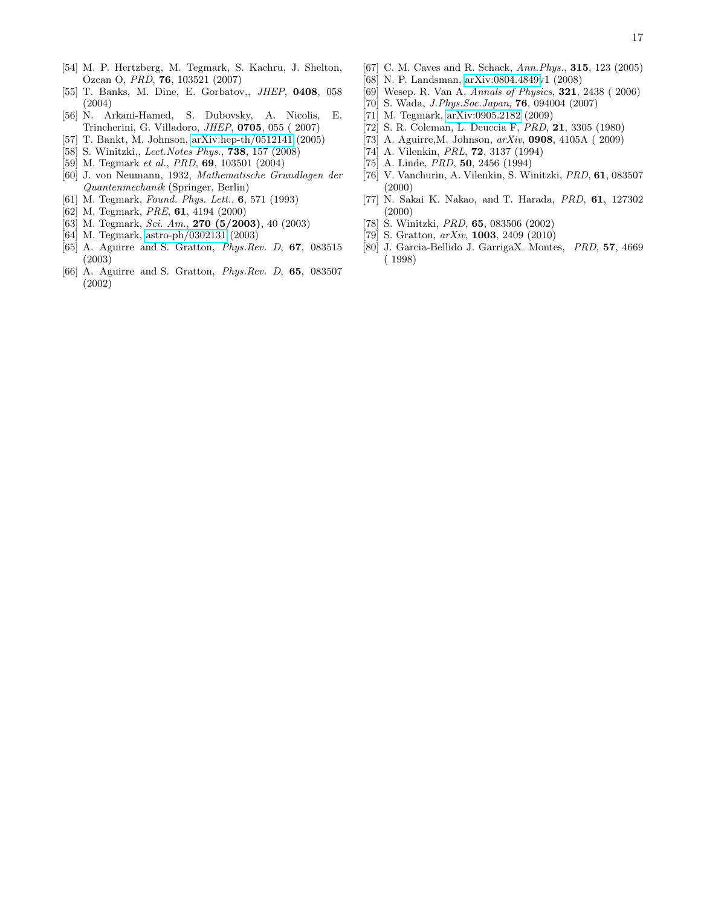[54] M. P. Hertzberg, M. Tegmark, S. Kachru, J. Shelton, Ozcan O, *PRD*, **76**, 103521 (2007)

[55] T. Banks, M. Dine, E. Gorbatov,, *JHEP*, **0408**, 058 (2004)

[56] N. Arkani-Hamed, S. Dubovsky, A. Nicolis, E. Trincherini, G. Villadoro, *JHEP*, **0705**, 055 ( 2007)

[57] T. Bankt, M. Johnson, arXiv:hep-th/0512141 (2005)

[58] S. Winitzki,, *Lect.Notes Phys.*, **738**, 157 (2008)

[59] M. Tegmark *et al.*, *PRD*, **69**, 103501 (2004)

[60] J. von Neumann, 1932, *Mathematische Grundlagen der Quantenmechanik* (Springer, Berlin)

[61] M. Tegmark, *Found. Phys. Lett.*, **6**, 571 (1993)

[62] M. Tegmark, *PRE*, **61**, 4194 (2000)

[63] M. Tegmark, *Sci. Am.*, **270 (5/2003)**, 40 (2003)

[64] M. Tegmark, astro-ph/0302131 (2003)

[65] A. Aguirre and S. Gratton, *Phys.Rev. D*, **67**, 083515 (2003)

[66] A. Aguirre and S. Gratton, *Phys.Rev. D*, **65**, 083507 (2002)

[67] C. M. Caves and R. Schack, *Ann.Phys.*, **315**, 123 (2005)

[68] N. P. Landsman, arXiv:0804.4849v1 (2008)

[69] Wesep. R. Van A, *Annals of Physics*, **321**, 2438 ( 2006)

[70] S. Wada, *J.Phys.Soc.Japan*, **76**, 094004 (2007)

[71] M. Tegmark, arXiv:0905.2182 (2009)

[72] S. R. Coleman, L. Deuccia F, *PRD*, **21**, 3305 (1980)

[73] A. Aguirre,M. Johnson, *arXiv*, **0908**, 4105A ( 2009)

[74] A. Vilenkin, *PRL*, **72**, 3137 (1994)

[75] A. Linde, *PRD*, **50**, 2456 (1994)

[76] V. Vanchurin, A. Vilenkin, S. Winitzki, *PRD*, **61**, 083507 (2000)

[77] N. Sakai K. Nakao, and T. Harada, *PRD*, **61**, 127302 (2000)

[78] S. Winitzki, *PRD*, **65**, 083506 (2002)

[79] S. Gratton, *arXiv*, **1003**, 2409 (2010)

[80] J. Garcia-Bellido J. GarrigaX. Montes, *PRD*, **57**, 4669 ( 1998)